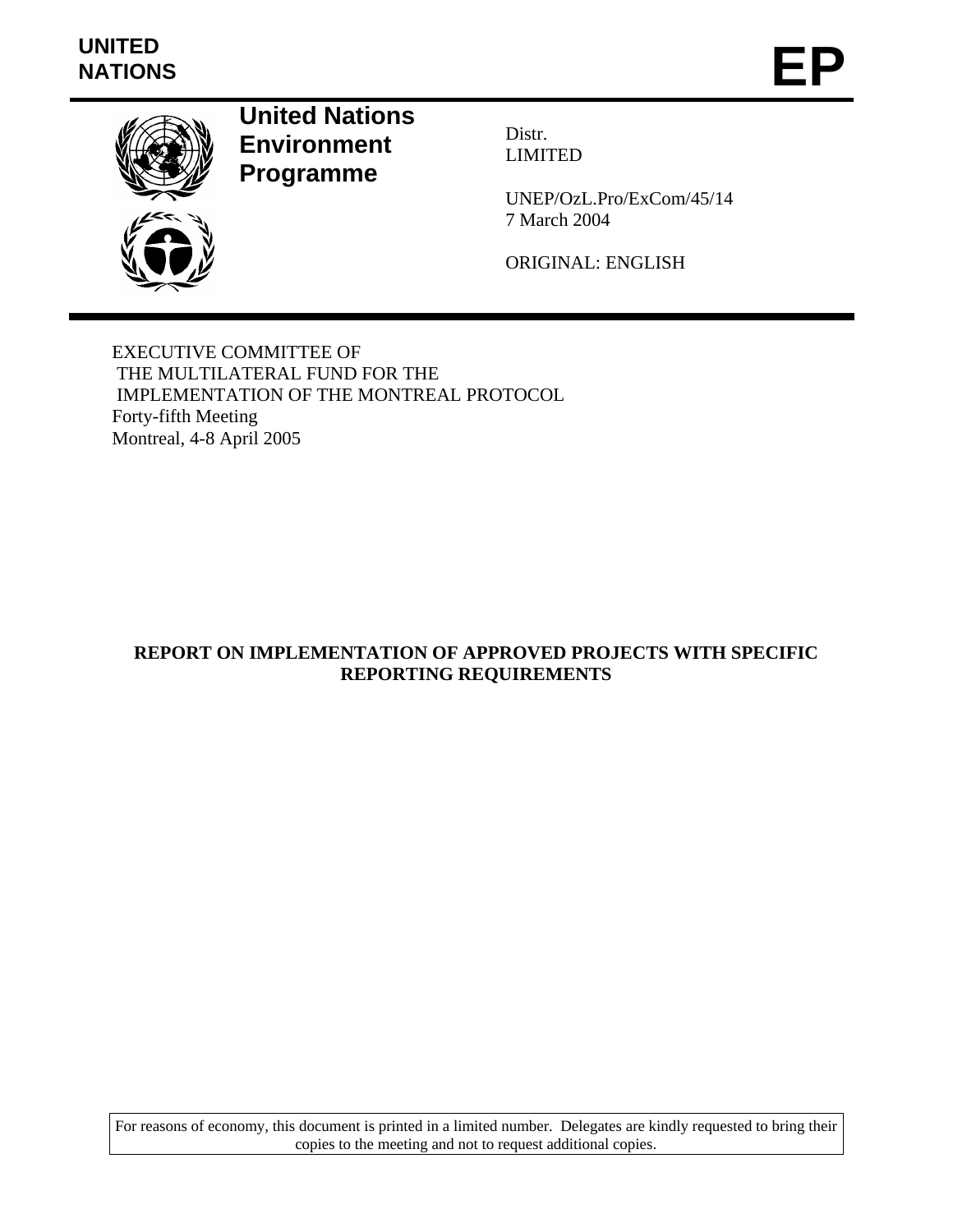UNITED NATIONS

# EP

**United Nations Environment Programme**

Distr.
LIMITED

UNEP/OzL.Pro/ExCom/45/14
7 March 2004

ORIGINAL: ENGLISH

EXECUTIVE COMMITTEE OF
THE MULTILATERAL FUND FOR THE
IMPLEMENTATION OF THE MONTREAL PROTOCOL
Forty-fifth Meeting
Montreal, 4-8 April 2005

## REPORT ON IMPLEMENTATION OF APPROVED PROJECTS WITH SPECIFIC REPORTING REQUIREMENTS

For reasons of economy, this document is printed in a limited number. Delegates are kindly requested to bring their copies to the meeting and not to request additional copies.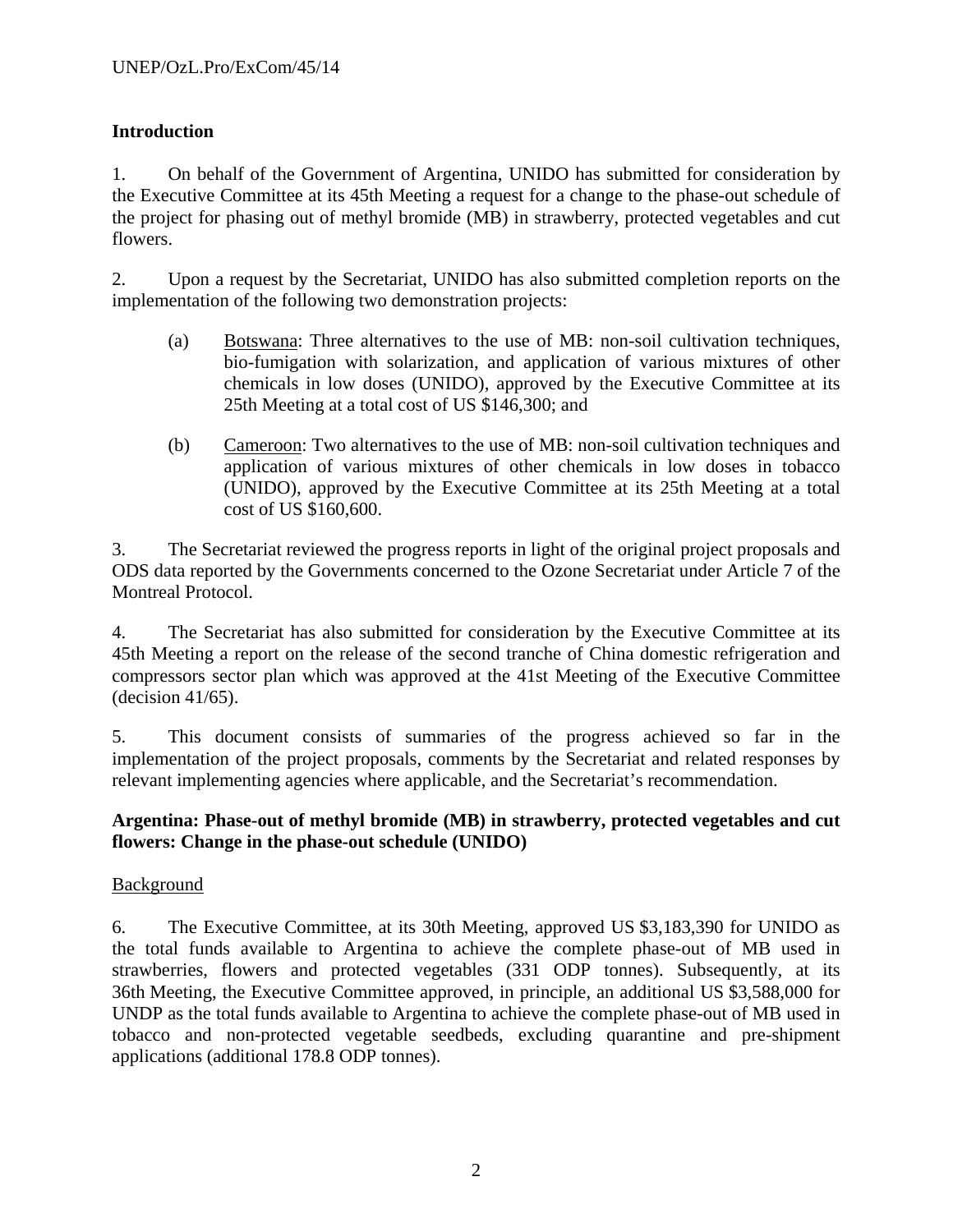## Introduction

1. On behalf of the Government of Argentina, UNIDO has submitted for consideration by the Executive Committee at its 45th Meeting a request for a change to the phase-out schedule of the project for phasing out of methyl bromide (MB) in strawberry, protected vegetables and cut flowers.

2. Upon a request by the Secretariat, UNIDO has also submitted completion reports on the implementation of the following two demonstration projects:

   (a) Botswana: Three alternatives to the use of MB: non-soil cultivation techniques, bio-fumigation with solarization, and application of various mixtures of other chemicals in low doses (UNIDO), approved by the Executive Committee at its 25th Meeting at a total cost of US $146,300; and

   (b) Cameroon: Two alternatives to the use of MB: non-soil cultivation techniques and application of various mixtures of other chemicals in low doses in tobacco (UNIDO), approved by the Executive Committee at its 25th Meeting at a total cost of US $160,600.

3. The Secretariat reviewed the progress reports in light of the original project proposals and ODS data reported by the Governments concerned to the Ozone Secretariat under Article 7 of the Montreal Protocol.

4. The Secretariat has also submitted for consideration by the Executive Committee at its 45th Meeting a report on the release of the second tranche of China domestic refrigeration and compressors sector plan which was approved at the 41st Meeting of the Executive Committee (decision 41/65).

5. This document consists of summaries of the progress achieved so far in the implementation of the project proposals, comments by the Secretariat and related responses by relevant implementing agencies where applicable, and the Secretariat's recommendation.

## Argentina: Phase-out of methyl bromide (MB) in strawberry, protected vegetables and cut flowers: Change in the phase-out schedule (UNIDO)

### Background

6. The Executive Committee, at its 30th Meeting, approved US $3,183,390 for UNIDO as the total funds available to Argentina to achieve the complete phase-out of MB used in strawberries, flowers and protected vegetables (331 ODP tonnes). Subsequently, at its 36th Meeting, the Executive Committee approved, in principle, an additional US $3,588,000 for UNDP as the total funds available to Argentina to achieve the complete phase-out of MB used in tobacco and non-protected vegetable seedbeds, excluding quarantine and pre-shipment applications (additional 178.8 ODP tonnes).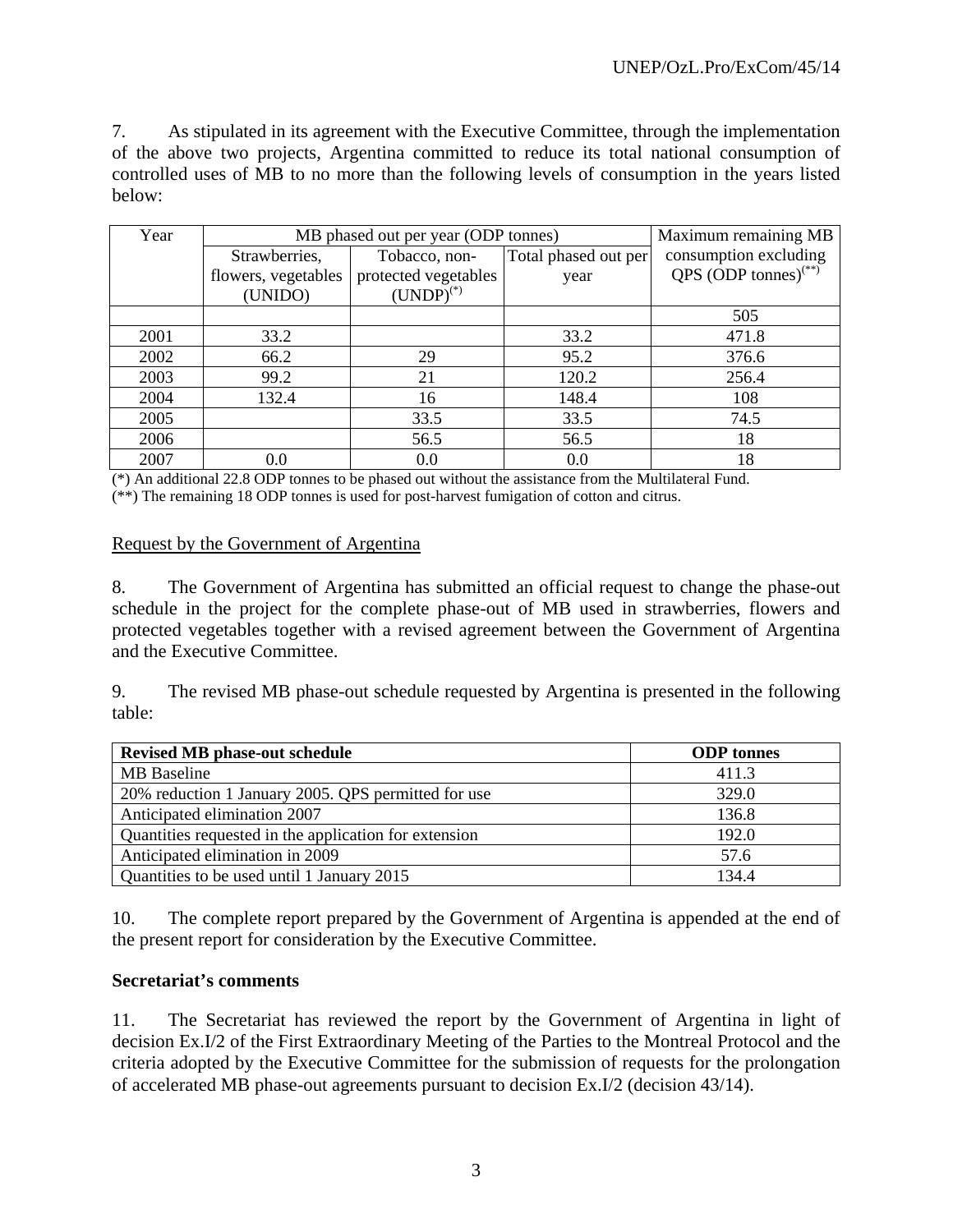7. As stipulated in its agreement with the Executive Committee, through the implementation of the above two projects, Argentina committed to reduce its total national consumption of controlled uses of MB to no more than the following levels of consumption in the years listed below:

| Year | MB phased out per year (ODP tonnes) | | | Maximum remaining MB consumption excluding QPS (ODP tonnes)(**) |
|---|---|---|---|---|
| | Strawberries, flowers, vegetables (UNIDO) | Tobacco, non-protected vegetables (UNDP)(*) | Total phased out per year | |
| | | | | 505 |
| 2001 | 33.2 | | 33.2 | 471.8 |
| 2002 | 66.2 | 29 | 95.2 | 376.6 |
| 2003 | 99.2 | 21 | 120.2 | 256.4 |
| 2004 | 132.4 | 16 | 148.4 | 108 |
| 2005 | | 33.5 | 33.5 | 74.5 |
| 2006 | | 56.5 | 56.5 | 18 |
| 2007 | 0.0 | 0.0 | 0.0 | 18 |

(*) An additional 22.8 ODP tonnes to be phased out without the assistance from the Multilateral Fund.
(**) The remaining 18 ODP tonnes is used for post-harvest fumigation of cotton and citrus.

Request by the Government of Argentina

8. The Government of Argentina has submitted an official request to change the phase-out schedule in the project for the complete phase-out of MB used in strawberries, flowers and protected vegetables together with a revised agreement between the Government of Argentina and the Executive Committee.

9. The revised MB phase-out schedule requested by Argentina is presented in the following table:

| **Revised MB phase-out schedule** | **ODP tonnes** |
|---|---|
| MB Baseline | 411.3 |
| 20% reduction 1 January 2005. QPS permitted for use | 329.0 |
| Anticipated elimination 2007 | 136.8 |
| Quantities requested in the application for extension | 192.0 |
| Anticipated elimination in 2009 | 57.6 |
| Quantities to be used until 1 January 2015 | 134.4 |

10. The complete report prepared by the Government of Argentina is appended at the end of the present report for consideration by the Executive Committee.

**Secretariat's comments**

11. The Secretariat has reviewed the report by the Government of Argentina in light of decision Ex.I/2 of the First Extraordinary Meeting of the Parties to the Montreal Protocol and the criteria adopted by the Executive Committee for the submission of requests for the prolongation of accelerated MB phase-out agreements pursuant to decision Ex.I/2 (decision 43/14).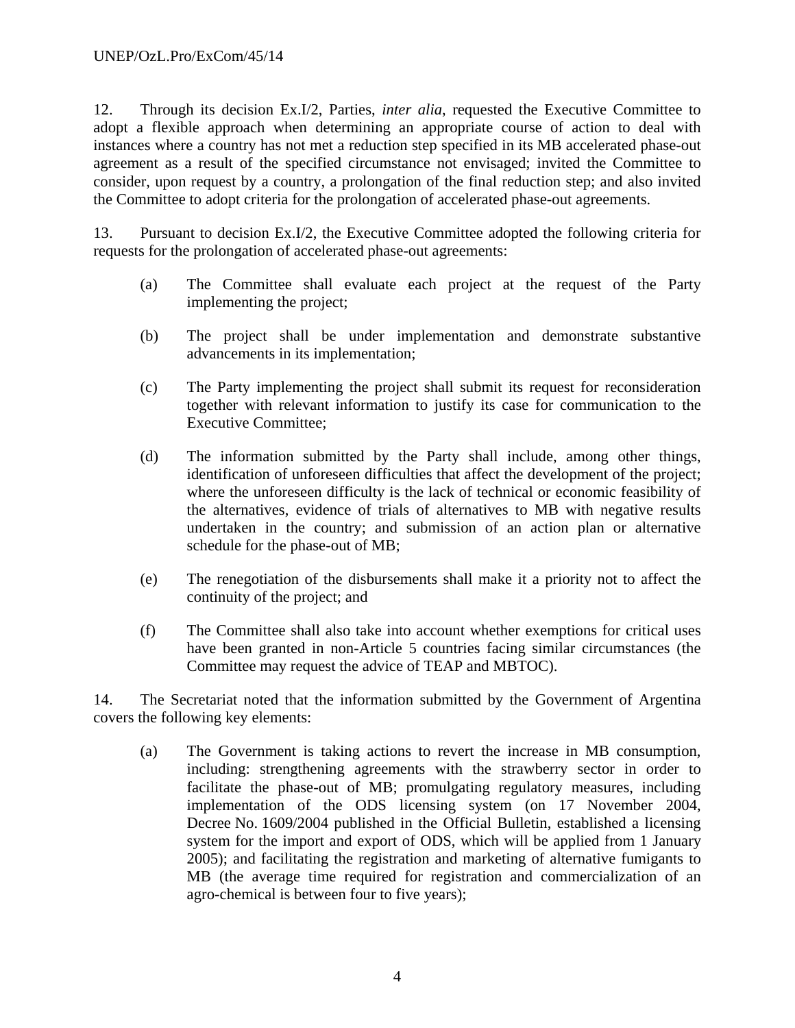12. Through its decision Ex.I/2, Parties, *inter alia*, requested the Executive Committee to adopt a flexible approach when determining an appropriate course of action to deal with instances where a country has not met a reduction step specified in its MB accelerated phase-out agreement as a result of the specified circumstance not envisaged; invited the Committee to consider, upon request by a country, a prolongation of the final reduction step; and also invited the Committee to adopt criteria for the prolongation of accelerated phase-out agreements.

13. Pursuant to decision Ex.I/2, the Executive Committee adopted the following criteria for requests for the prolongation of accelerated phase-out agreements:

(a) The Committee shall evaluate each project at the request of the Party implementing the project;

(b) The project shall be under implementation and demonstrate substantive advancements in its implementation;

(c) The Party implementing the project shall submit its request for reconsideration together with relevant information to justify its case for communication to the Executive Committee;

(d) The information submitted by the Party shall include, among other things, identification of unforeseen difficulties that affect the development of the project; where the unforeseen difficulty is the lack of technical or economic feasibility of the alternatives, evidence of trials of alternatives to MB with negative results undertaken in the country; and submission of an action plan or alternative schedule for the phase-out of MB;

(e) The renegotiation of the disbursements shall make it a priority not to affect the continuity of the project; and

(f) The Committee shall also take into account whether exemptions for critical uses have been granted in non-Article 5 countries facing similar circumstances (the Committee may request the advice of TEAP and MBTOC).

14. The Secretariat noted that the information submitted by the Government of Argentina covers the following key elements:

(a) The Government is taking actions to revert the increase in MB consumption, including: strengthening agreements with the strawberry sector in order to facilitate the phase-out of MB; promulgating regulatory measures, including implementation of the ODS licensing system (on 17 November 2004, Decree No. 1609/2004 published in the Official Bulletin, established a licensing system for the import and export of ODS, which will be applied from 1 January 2005); and facilitating the registration and marketing of alternative fumigants to MB (the average time required for registration and commercialization of an agro-chemical is between four to five years);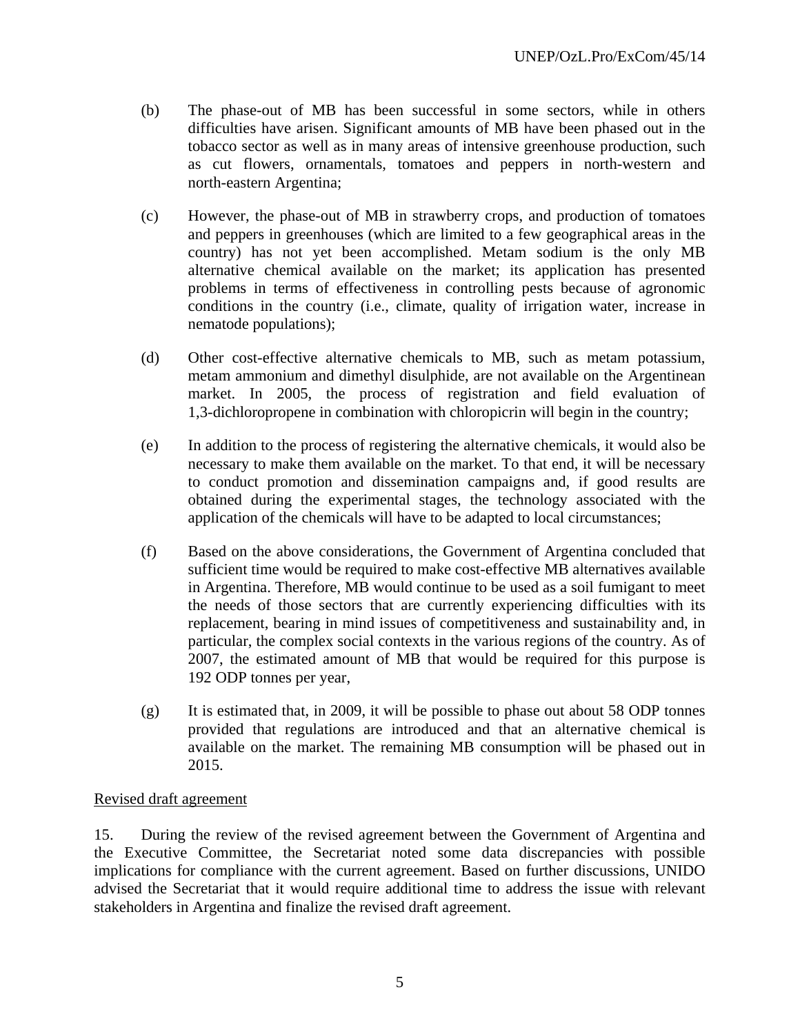(b) The phase-out of MB has been successful in some sectors, while in others difficulties have arisen. Significant amounts of MB have been phased out in the tobacco sector as well as in many areas of intensive greenhouse production, such as cut flowers, ornamentals, tomatoes and peppers in north-western and north-eastern Argentina;

(c) However, the phase-out of MB in strawberry crops, and production of tomatoes and peppers in greenhouses (which are limited to a few geographical areas in the country) has not yet been accomplished. Metam sodium is the only MB alternative chemical available on the market; its application has presented problems in terms of effectiveness in controlling pests because of agronomic conditions in the country (i.e., climate, quality of irrigation water, increase in nematode populations);

(d) Other cost-effective alternative chemicals to MB, such as metam potassium, metam ammonium and dimethyl disulphide, are not available on the Argentinean market. In 2005, the process of registration and field evaluation of 1,3-dichloropropene in combination with chloropicrin will begin in the country;

(e) In addition to the process of registering the alternative chemicals, it would also be necessary to make them available on the market. To that end, it will be necessary to conduct promotion and dissemination campaigns and, if good results are obtained during the experimental stages, the technology associated with the application of the chemicals will have to be adapted to local circumstances;

(f) Based on the above considerations, the Government of Argentina concluded that sufficient time would be required to make cost-effective MB alternatives available in Argentina. Therefore, MB would continue to be used as a soil fumigant to meet the needs of those sectors that are currently experiencing difficulties with its replacement, bearing in mind issues of competitiveness and sustainability and, in particular, the complex social contexts in the various regions of the country. As of 2007, the estimated amount of MB that would be required for this purpose is 192 ODP tonnes per year,

(g) It is estimated that, in 2009, it will be possible to phase out about 58 ODP tonnes provided that regulations are introduced and that an alternative chemical is available on the market. The remaining MB consumption will be phased out in 2015.

<u>Revised draft agreement</u>

15. During the review of the revised agreement between the Government of Argentina and the Executive Committee, the Secretariat noted some data discrepancies with possible implications for compliance with the current agreement. Based on further discussions, UNIDO advised the Secretariat that it would require additional time to address the issue with relevant stakeholders in Argentina and finalize the revised draft agreement.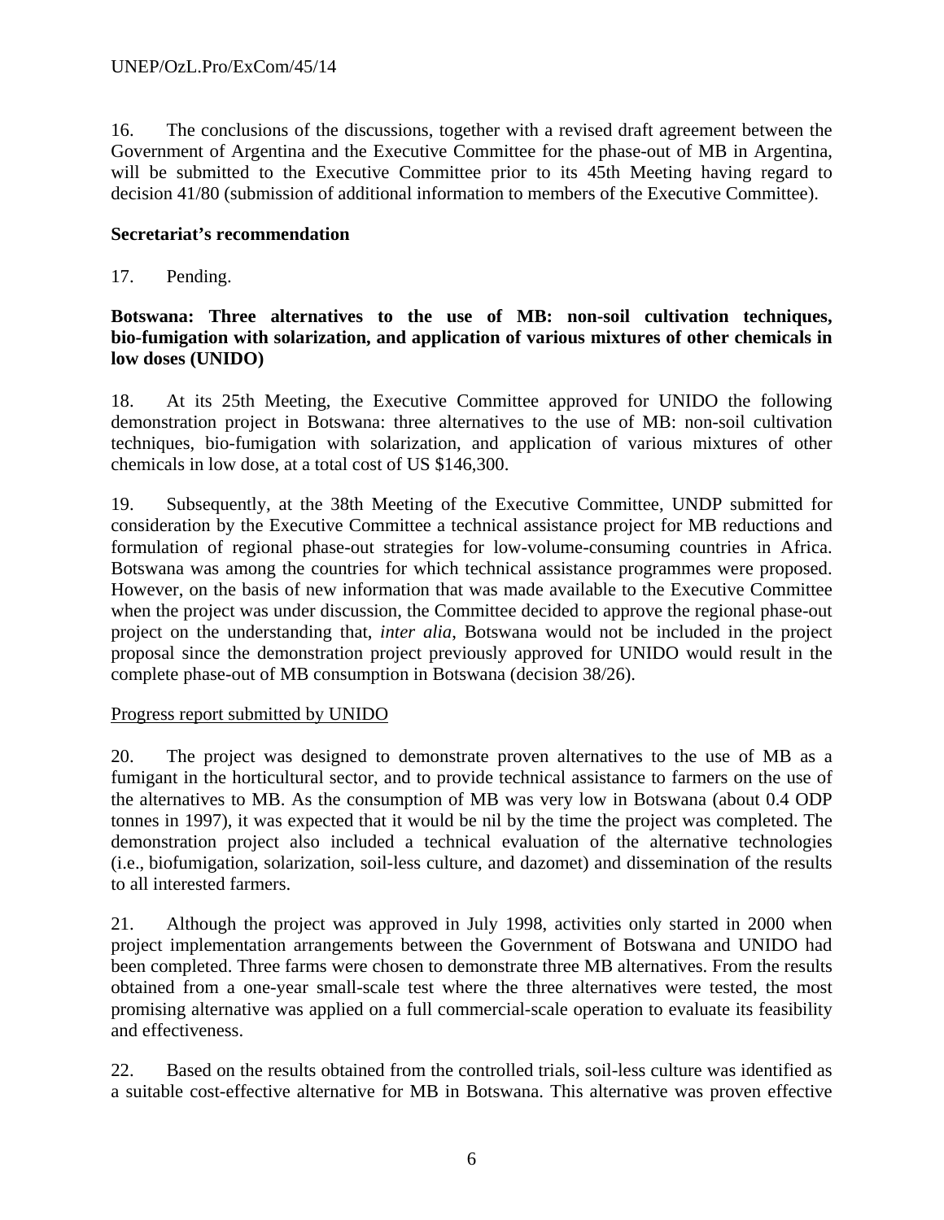16. The conclusions of the discussions, together with a revised draft agreement between the Government of Argentina and the Executive Committee for the phase-out of MB in Argentina, will be submitted to the Executive Committee prior to its 45th Meeting having regard to decision 41/80 (submission of additional information to members of the Executive Committee).

**Secretariat's recommendation**

17. Pending.

**Botswana: Three alternatives to the use of MB: non-soil cultivation techniques, bio-fumigation with solarization, and application of various mixtures of other chemicals in low doses (UNIDO)**

18. At its 25th Meeting, the Executive Committee approved for UNIDO the following demonstration project in Botswana: three alternatives to the use of MB: non-soil cultivation techniques, bio-fumigation with solarization, and application of various mixtures of other chemicals in low dose, at a total cost of US $146,300.

19. Subsequently, at the 38th Meeting of the Executive Committee, UNDP submitted for consideration by the Executive Committee a technical assistance project for MB reductions and formulation of regional phase-out strategies for low-volume-consuming countries in Africa. Botswana was among the countries for which technical assistance programmes were proposed. However, on the basis of new information that was made available to the Executive Committee when the project was under discussion, the Committee decided to approve the regional phase-out project on the understanding that, *inter alia*, Botswana would not be included in the project proposal since the demonstration project previously approved for UNIDO would result in the complete phase-out of MB consumption in Botswana (decision 38/26).

Progress report submitted by UNIDO

20. The project was designed to demonstrate proven alternatives to the use of MB as a fumigant in the horticultural sector, and to provide technical assistance to farmers on the use of the alternatives to MB. As the consumption of MB was very low in Botswana (about 0.4 ODP tonnes in 1997), it was expected that it would be nil by the time the project was completed. The demonstration project also included a technical evaluation of the alternative technologies (i.e., biofumigation, solarization, soil-less culture, and dazomet) and dissemination of the results to all interested farmers.

21. Although the project was approved in July 1998, activities only started in 2000 when project implementation arrangements between the Government of Botswana and UNIDO had been completed. Three farms were chosen to demonstrate three MB alternatives. From the results obtained from a one-year small-scale test where the three alternatives were tested, the most promising alternative was applied on a full commercial-scale operation to evaluate its feasibility and effectiveness.

22. Based on the results obtained from the controlled trials, soil-less culture was identified as a suitable cost-effective alternative for MB in Botswana. This alternative was proven effective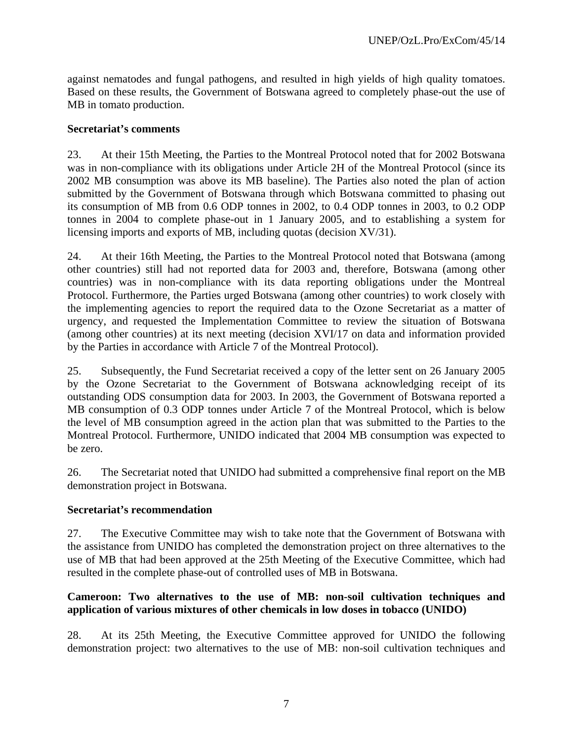against nematodes and fungal pathogens, and resulted in high yields of high quality tomatoes. Based on these results, the Government of Botswana agreed to completely phase-out the use of MB in tomato production.

**Secretariat's comments**

23. At their 15th Meeting, the Parties to the Montreal Protocol noted that for 2002 Botswana was in non-compliance with its obligations under Article 2H of the Montreal Protocol (since its 2002 MB consumption was above its MB baseline). The Parties also noted the plan of action submitted by the Government of Botswana through which Botswana committed to phasing out its consumption of MB from 0.6 ODP tonnes in 2002, to 0.4 ODP tonnes in 2003, to 0.2 ODP tonnes in 2004 to complete phase-out in 1 January 2005, and to establishing a system for licensing imports and exports of MB, including quotas (decision XV/31).

24. At their 16th Meeting, the Parties to the Montreal Protocol noted that Botswana (among other countries) still had not reported data for 2003 and, therefore, Botswana (among other countries) was in non-compliance with its data reporting obligations under the Montreal Protocol. Furthermore, the Parties urged Botswana (among other countries) to work closely with the implementing agencies to report the required data to the Ozone Secretariat as a matter of urgency, and requested the Implementation Committee to review the situation of Botswana (among other countries) at its next meeting (decision XVI/17 on data and information provided by the Parties in accordance with Article 7 of the Montreal Protocol).

25. Subsequently, the Fund Secretariat received a copy of the letter sent on 26 January 2005 by the Ozone Secretariat to the Government of Botswana acknowledging receipt of its outstanding ODS consumption data for 2003. In 2003, the Government of Botswana reported a MB consumption of 0.3 ODP tonnes under Article 7 of the Montreal Protocol, which is below the level of MB consumption agreed in the action plan that was submitted to the Parties to the Montreal Protocol. Furthermore, UNIDO indicated that 2004 MB consumption was expected to be zero.

26. The Secretariat noted that UNIDO had submitted a comprehensive final report on the MB demonstration project in Botswana.

**Secretariat's recommendation**

27. The Executive Committee may wish to take note that the Government of Botswana with the assistance from UNIDO has completed the demonstration project on three alternatives to the use of MB that had been approved at the 25th Meeting of the Executive Committee, which had resulted in the complete phase-out of controlled uses of MB in Botswana.

**Cameroon: Two alternatives to the use of MB: non-soil cultivation techniques and application of various mixtures of other chemicals in low doses in tobacco (UNIDO)**

28. At its 25th Meeting, the Executive Committee approved for UNIDO the following demonstration project: two alternatives to the use of MB: non-soil cultivation techniques and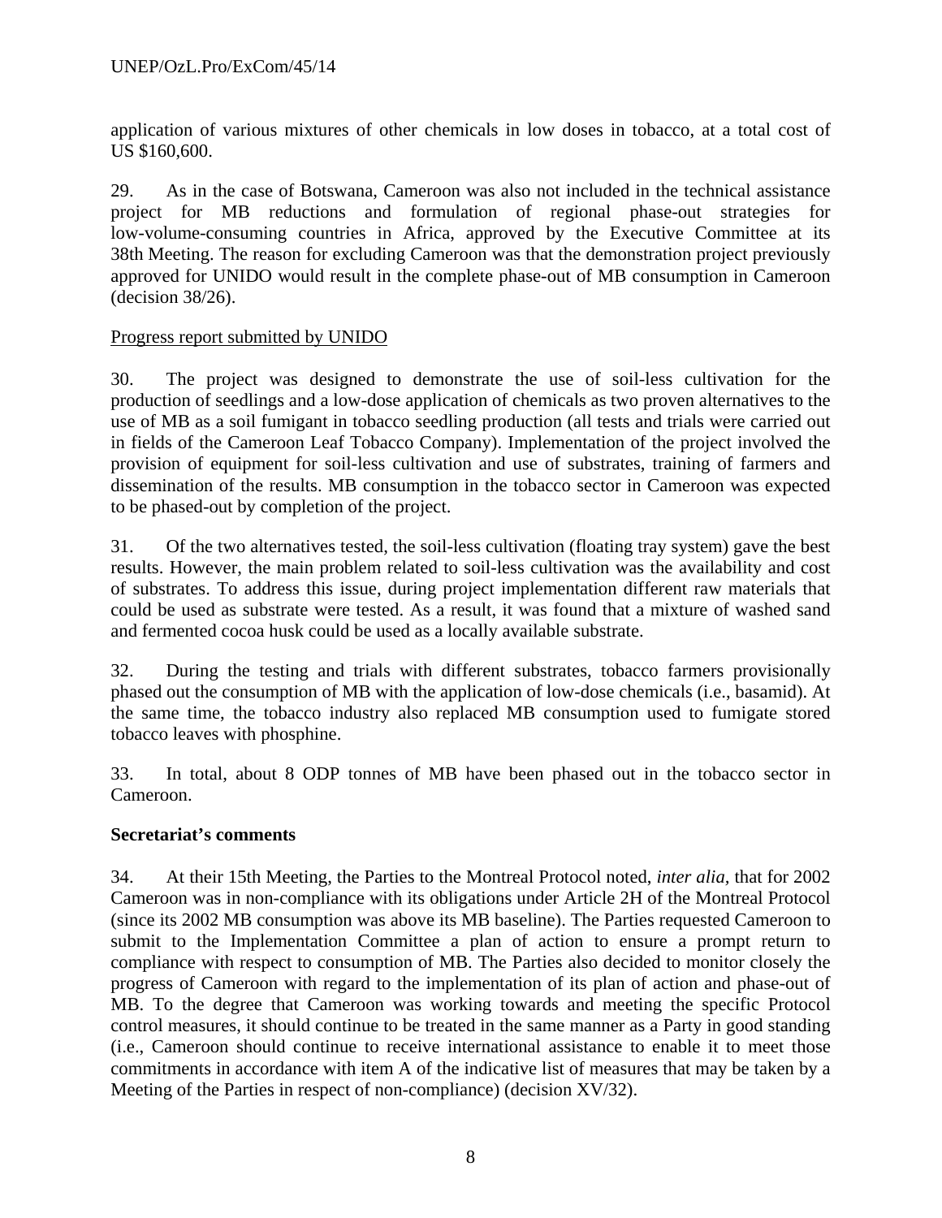application of various mixtures of other chemicals in low doses in tobacco, at a total cost of US $160,600.

29. As in the case of Botswana, Cameroon was also not included in the technical assistance project for MB reductions and formulation of regional phase-out strategies for low-volume-consuming countries in Africa, approved by the Executive Committee at its 38th Meeting. The reason for excluding Cameroon was that the demonstration project previously approved for UNIDO would result in the complete phase-out of MB consumption in Cameroon (decision 38/26).

<u>Progress report submitted by UNIDO</u>

30. The project was designed to demonstrate the use of soil-less cultivation for the production of seedlings and a low-dose application of chemicals as two proven alternatives to the use of MB as a soil fumigant in tobacco seedling production (all tests and trials were carried out in fields of the Cameroon Leaf Tobacco Company). Implementation of the project involved the provision of equipment for soil-less cultivation and use of substrates, training of farmers and dissemination of the results. MB consumption in the tobacco sector in Cameroon was expected to be phased-out by completion of the project.

31. Of the two alternatives tested, the soil-less cultivation (floating tray system) gave the best results. However, the main problem related to soil-less cultivation was the availability and cost of substrates. To address this issue, during project implementation different raw materials that could be used as substrate were tested. As a result, it was found that a mixture of washed sand and fermented cocoa husk could be used as a locally available substrate.

32. During the testing and trials with different substrates, tobacco farmers provisionally phased out the consumption of MB with the application of low-dose chemicals (i.e., basamid). At the same time, the tobacco industry also replaced MB consumption used to fumigate stored tobacco leaves with phosphine.

33. In total, about 8 ODP tonnes of MB have been phased out in the tobacco sector in Cameroon.

**Secretariat's comments**

34. At their 15th Meeting, the Parties to the Montreal Protocol noted, *inter alia*, that for 2002 Cameroon was in non-compliance with its obligations under Article 2H of the Montreal Protocol (since its 2002 MB consumption was above its MB baseline). The Parties requested Cameroon to submit to the Implementation Committee a plan of action to ensure a prompt return to compliance with respect to consumption of MB. The Parties also decided to monitor closely the progress of Cameroon with regard to the implementation of its plan of action and phase-out of MB. To the degree that Cameroon was working towards and meeting the specific Protocol control measures, it should continue to be treated in the same manner as a Party in good standing (i.e., Cameroon should continue to receive international assistance to enable it to meet those commitments in accordance with item A of the indicative list of measures that may be taken by a Meeting of the Parties in respect of non-compliance) (decision XV/32).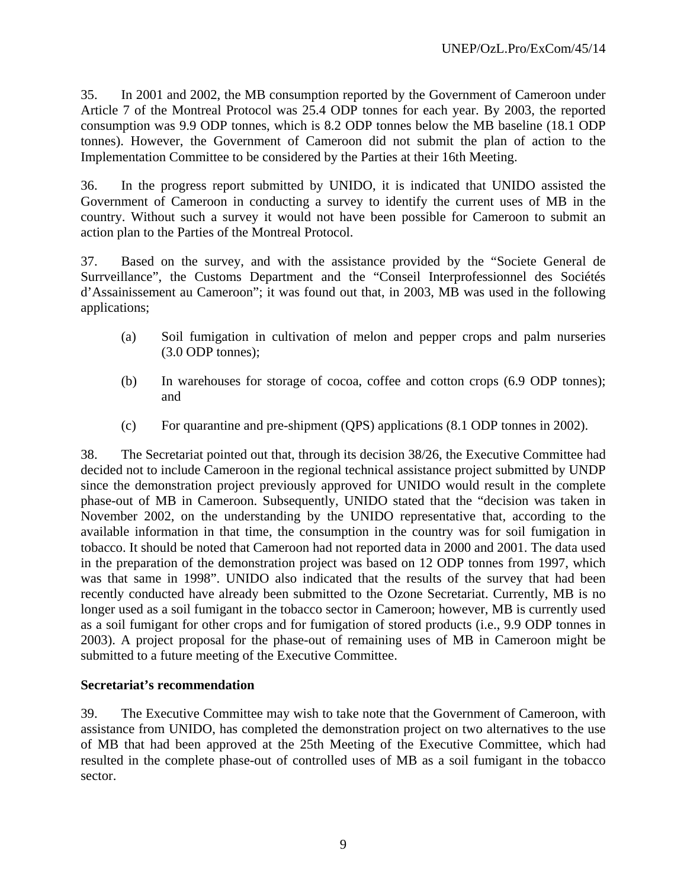35. In 2001 and 2002, the MB consumption reported by the Government of Cameroon under Article 7 of the Montreal Protocol was 25.4 ODP tonnes for each year. By 2003, the reported consumption was 9.9 ODP tonnes, which is 8.2 ODP tonnes below the MB baseline (18.1 ODP tonnes). However, the Government of Cameroon did not submit the plan of action to the Implementation Committee to be considered by the Parties at their 16th Meeting.

36. In the progress report submitted by UNIDO, it is indicated that UNIDO assisted the Government of Cameroon in conducting a survey to identify the current uses of MB in the country. Without such a survey it would not have been possible for Cameroon to submit an action plan to the Parties of the Montreal Protocol.

37. Based on the survey, and with the assistance provided by the "Societe General de Surrveillance", the Customs Department and the "Conseil Interprofessionnel des Sociétés d'Assainissement au Cameroon"; it was found out that, in 2003, MB was used in the following applications;

(a) Soil fumigation in cultivation of melon and pepper crops and palm nurseries (3.0 ODP tonnes);

(b) In warehouses for storage of cocoa, coffee and cotton crops (6.9 ODP tonnes); and

(c) For quarantine and pre-shipment (QPS) applications (8.1 ODP tonnes in 2002).

38. The Secretariat pointed out that, through its decision 38/26, the Executive Committee had decided not to include Cameroon in the regional technical assistance project submitted by UNDP since the demonstration project previously approved for UNIDO would result in the complete phase-out of MB in Cameroon. Subsequently, UNIDO stated that the "decision was taken in November 2002, on the understanding by the UNIDO representative that, according to the available information in that time, the consumption in the country was for soil fumigation in tobacco. It should be noted that Cameroon had not reported data in 2000 and 2001. The data used in the preparation of the demonstration project was based on 12 ODP tonnes from 1997, which was that same in 1998". UNIDO also indicated that the results of the survey that had been recently conducted have already been submitted to the Ozone Secretariat. Currently, MB is no longer used as a soil fumigant in the tobacco sector in Cameroon; however, MB is currently used as a soil fumigant for other crops and for fumigation of stored products (i.e., 9.9 ODP tonnes in 2003). A project proposal for the phase-out of remaining uses of MB in Cameroon might be submitted to a future meeting of the Executive Committee.

**Secretariat's recommendation**

39. The Executive Committee may wish to take note that the Government of Cameroon, with assistance from UNIDO, has completed the demonstration project on two alternatives to the use of MB that had been approved at the 25th Meeting of the Executive Committee, which had resulted in the complete phase-out of controlled uses of MB as a soil fumigant in the tobacco sector.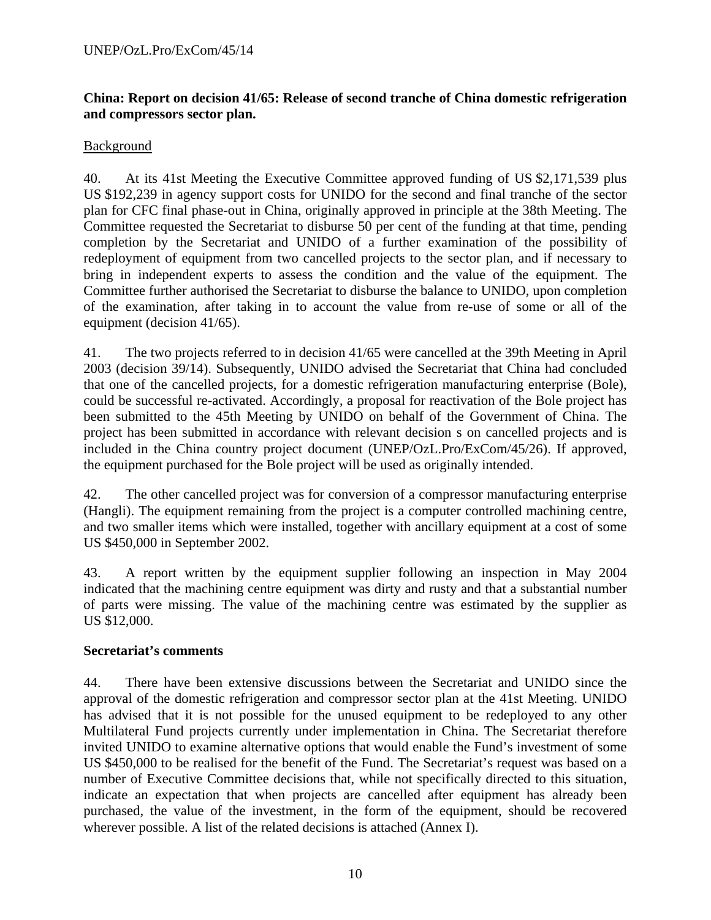**China: Report on decision 41/65: Release of second tranche of China domestic refrigeration and compressors sector plan.**

Background

40. At its 41st Meeting the Executive Committee approved funding of US $2,171,539 plus US $192,239 in agency support costs for UNIDO for the second and final tranche of the sector plan for CFC final phase-out in China, originally approved in principle at the 38th Meeting. The Committee requested the Secretariat to disburse 50 per cent of the funding at that time, pending completion by the Secretariat and UNIDO of a further examination of the possibility of redeployment of equipment from two cancelled projects to the sector plan, and if necessary to bring in independent experts to assess the condition and the value of the equipment. The Committee further authorised the Secretariat to disburse the balance to UNIDO, upon completion of the examination, after taking in to account the value from re-use of some or all of the equipment (decision 41/65).

41. The two projects referred to in decision 41/65 were cancelled at the 39th Meeting in April 2003 (decision 39/14). Subsequently, UNIDO advised the Secretariat that China had concluded that one of the cancelled projects, for a domestic refrigeration manufacturing enterprise (Bole), could be successful re-activated. Accordingly, a proposal for reactivation of the Bole project has been submitted to the 45th Meeting by UNIDO on behalf of the Government of China. The project has been submitted in accordance with relevant decision s on cancelled projects and is included in the China country project document (UNEP/OzL.Pro/ExCom/45/26). If approved, the equipment purchased for the Bole project will be used as originally intended.

42. The other cancelled project was for conversion of a compressor manufacturing enterprise (Hangli). The equipment remaining from the project is a computer controlled machining centre, and two smaller items which were installed, together with ancillary equipment at a cost of some US $450,000 in September 2002.

43. A report written by the equipment supplier following an inspection in May 2004 indicated that the machining centre equipment was dirty and rusty and that a substantial number of parts were missing. The value of the machining centre was estimated by the supplier as US $12,000.

**Secretariat's comments**

44. There have been extensive discussions between the Secretariat and UNIDO since the approval of the domestic refrigeration and compressor sector plan at the 41st Meeting. UNIDO has advised that it is not possible for the unused equipment to be redeployed to any other Multilateral Fund projects currently under implementation in China. The Secretariat therefore invited UNIDO to examine alternative options that would enable the Fund's investment of some US $450,000 to be realised for the benefit of the Fund. The Secretariat's request was based on a number of Executive Committee decisions that, while not specifically directed to this situation, indicate an expectation that when projects are cancelled after equipment has already been purchased, the value of the investment, in the form of the equipment, should be recovered wherever possible. A list of the related decisions is attached (Annex I).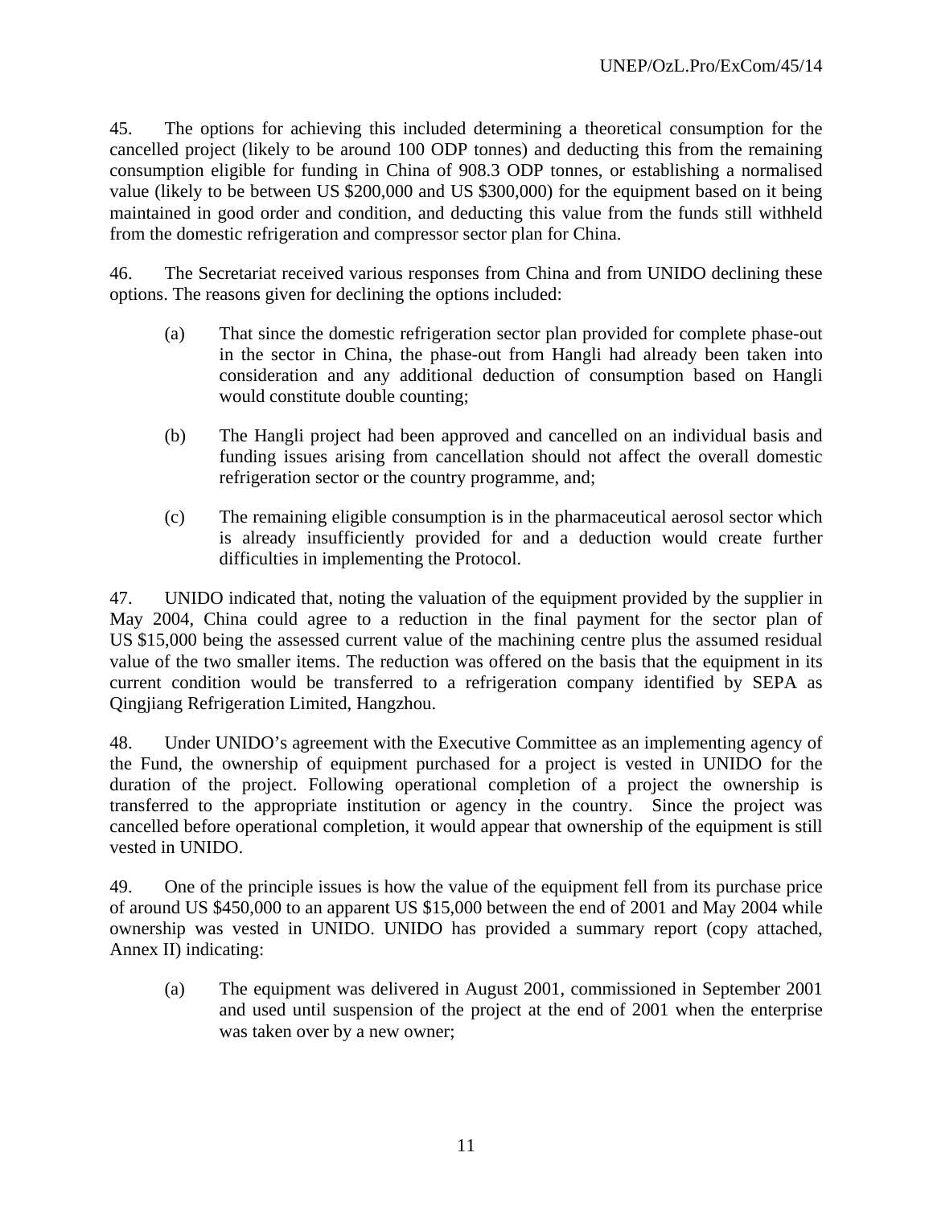45. The options for achieving this included determining a theoretical consumption for the cancelled project (likely to be around 100 ODP tonnes) and deducting this from the remaining consumption eligible for funding in China of 908.3 ODP tonnes, or establishing a normalised value (likely to be between US $200,000 and US $300,000) for the equipment based on it being maintained in good order and condition, and deducting this value from the funds still withheld from the domestic refrigeration and compressor sector plan for China.

46. The Secretariat received various responses from China and from UNIDO declining these options. The reasons given for declining the options included:

(a) That since the domestic refrigeration sector plan provided for complete phase-out in the sector in China, the phase-out from Hangli had already been taken into consideration and any additional deduction of consumption based on Hangli would constitute double counting;

(b) The Hangli project had been approved and cancelled on an individual basis and funding issues arising from cancellation should not affect the overall domestic refrigeration sector or the country programme, and;

(c) The remaining eligible consumption is in the pharmaceutical aerosol sector which is already insufficiently provided for and a deduction would create further difficulties in implementing the Protocol.

47. UNIDO indicated that, noting the valuation of the equipment provided by the supplier in May 2004, China could agree to a reduction in the final payment for the sector plan of US $15,000 being the assessed current value of the machining centre plus the assumed residual value of the two smaller items. The reduction was offered on the basis that the equipment in its current condition would be transferred to a refrigeration company identified by SEPA as Qingjiang Refrigeration Limited, Hangzhou.

48. Under UNIDO's agreement with the Executive Committee as an implementing agency of the Fund, the ownership of equipment purchased for a project is vested in UNIDO for the duration of the project. Following operational completion of a project the ownership is transferred to the appropriate institution or agency in the country. Since the project was cancelled before operational completion, it would appear that ownership of the equipment is still vested in UNIDO.

49. One of the principle issues is how the value of the equipment fell from its purchase price of around US $450,000 to an apparent US $15,000 between the end of 2001 and May 2004 while ownership was vested in UNIDO. UNIDO has provided a summary report (copy attached, Annex II) indicating:

(a) The equipment was delivered in August 2001, commissioned in September 2001 and used until suspension of the project at the end of 2001 when the enterprise was taken over by a new owner;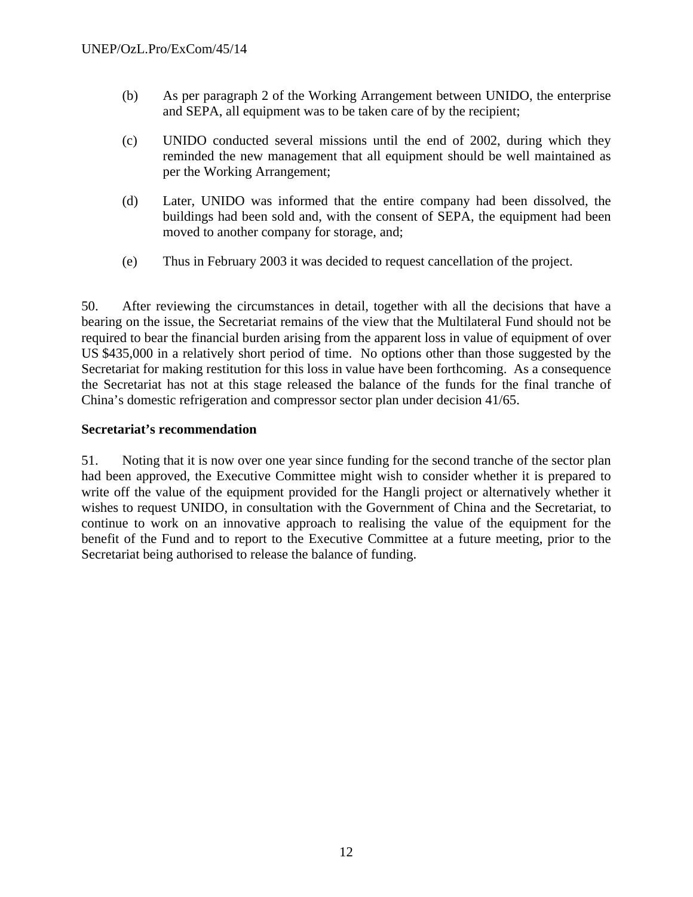(b) As per paragraph 2 of the Working Arrangement between UNIDO, the enterprise and SEPA, all equipment was to be taken care of by the recipient;

(c) UNIDO conducted several missions until the end of 2002, during which they reminded the new management that all equipment should be well maintained as per the Working Arrangement;

(d) Later, UNIDO was informed that the entire company had been dissolved, the buildings had been sold and, with the consent of SEPA, the equipment had been moved to another company for storage, and;

(e) Thus in February 2003 it was decided to request cancellation of the project.

50. After reviewing the circumstances in detail, together with all the decisions that have a bearing on the issue, the Secretariat remains of the view that the Multilateral Fund should not be required to bear the financial burden arising from the apparent loss in value of equipment of over US $435,000 in a relatively short period of time. No options other than those suggested by the Secretariat for making restitution for this loss in value have been forthcoming. As a consequence the Secretariat has not at this stage released the balance of the funds for the final tranche of China's domestic refrigeration and compressor sector plan under decision 41/65.

**Secretariat's recommendation**

51. Noting that it is now over one year since funding for the second tranche of the sector plan had been approved, the Executive Committee might wish to consider whether it is prepared to write off the value of the equipment provided for the Hangli project or alternatively whether it wishes to request UNIDO, in consultation with the Government of China and the Secretariat, to continue to work on an innovative approach to realising the value of the equipment for the benefit of the Fund and to report to the Executive Committee at a future meeting, prior to the Secretariat being authorised to release the balance of funding.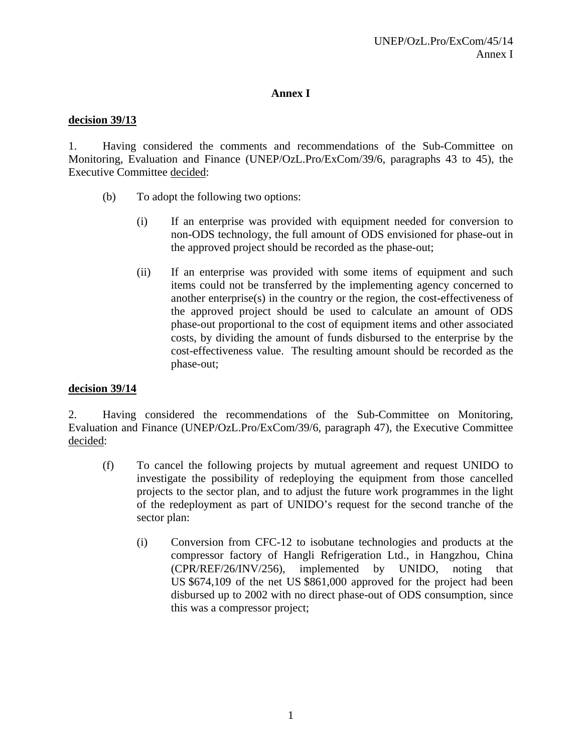# Annex I

**decision 39/13**

1. Having considered the comments and recommendations of the Sub-Committee on Monitoring, Evaluation and Finance (UNEP/OzL.Pro/ExCom/39/6, paragraphs 43 to 45), the Executive Committee decided:

(b) To adopt the following two options:

(i) If an enterprise was provided with equipment needed for conversion to non-ODS technology, the full amount of ODS envisioned for phase-out in the approved project should be recorded as the phase-out;

(ii) If an enterprise was provided with some items of equipment and such items could not be transferred by the implementing agency concerned to another enterprise(s) in the country or the region, the cost-effectiveness of the approved project should be used to calculate an amount of ODS phase-out proportional to the cost of equipment items and other associated costs, by dividing the amount of funds disbursed to the enterprise by the cost-effectiveness value. The resulting amount should be recorded as the phase-out;

**decision 39/14**

2. Having considered the recommendations of the Sub-Committee on Monitoring, Evaluation and Finance (UNEP/OzL.Pro/ExCom/39/6, paragraph 47), the Executive Committee decided:

(f) To cancel the following projects by mutual agreement and request UNIDO to investigate the possibility of redeploying the equipment from those cancelled projects to the sector plan, and to adjust the future work programmes in the light of the redeployment as part of UNIDO's request for the second tranche of the sector plan:

(i) Conversion from CFC-12 to isobutane technologies and products at the compressor factory of Hangli Refrigeration Ltd., in Hangzhou, China (CPR/REF/26/INV/256), implemented by UNIDO, noting that US $674,109 of the net US $861,000 approved for the project had been disbursed up to 2002 with no direct phase-out of ODS consumption, since this was a compressor project;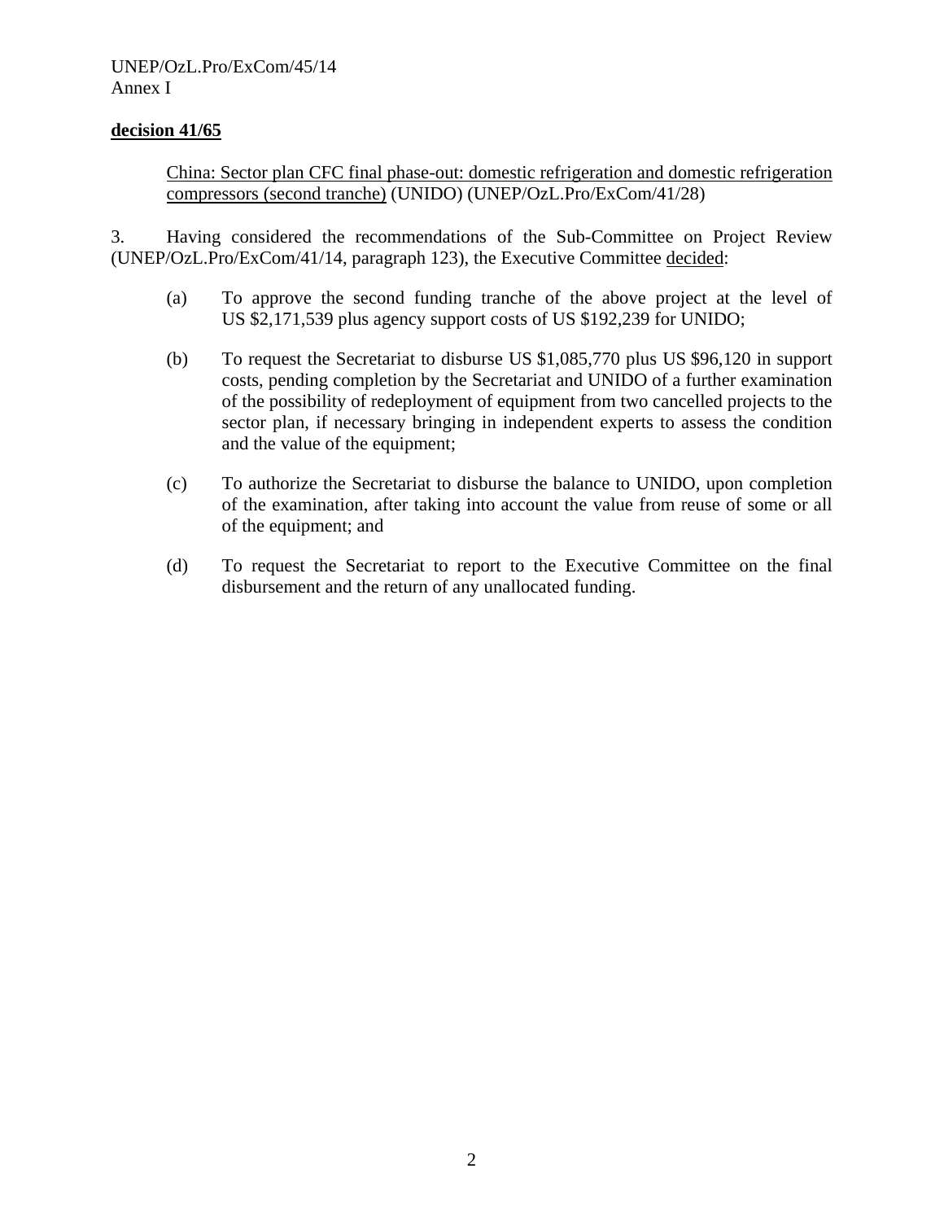**decision 41/65**

China: Sector plan CFC final phase-out: domestic refrigeration and domestic refrigeration compressors (second tranche) (UNIDO) (UNEP/OzL.Pro/ExCom/41/28)

3. Having considered the recommendations of the Sub-Committee on Project Review (UNEP/OzL.Pro/ExCom/41/14, paragraph 123), the Executive Committee decided:

(a) To approve the second funding tranche of the above project at the level of US $2,171,539 plus agency support costs of US $192,239 for UNIDO;

(b) To request the Secretariat to disburse US $1,085,770 plus US $96,120 in support costs, pending completion by the Secretariat and UNIDO of a further examination of the possibility of redeployment of equipment from two cancelled projects to the sector plan, if necessary bringing in independent experts to assess the condition and the value of the equipment;

(c) To authorize the Secretariat to disburse the balance to UNIDO, upon completion of the examination, after taking into account the value from reuse of some or all of the equipment; and

(d) To request the Secretariat to report to the Executive Committee on the final disbursement and the return of any unallocated funding.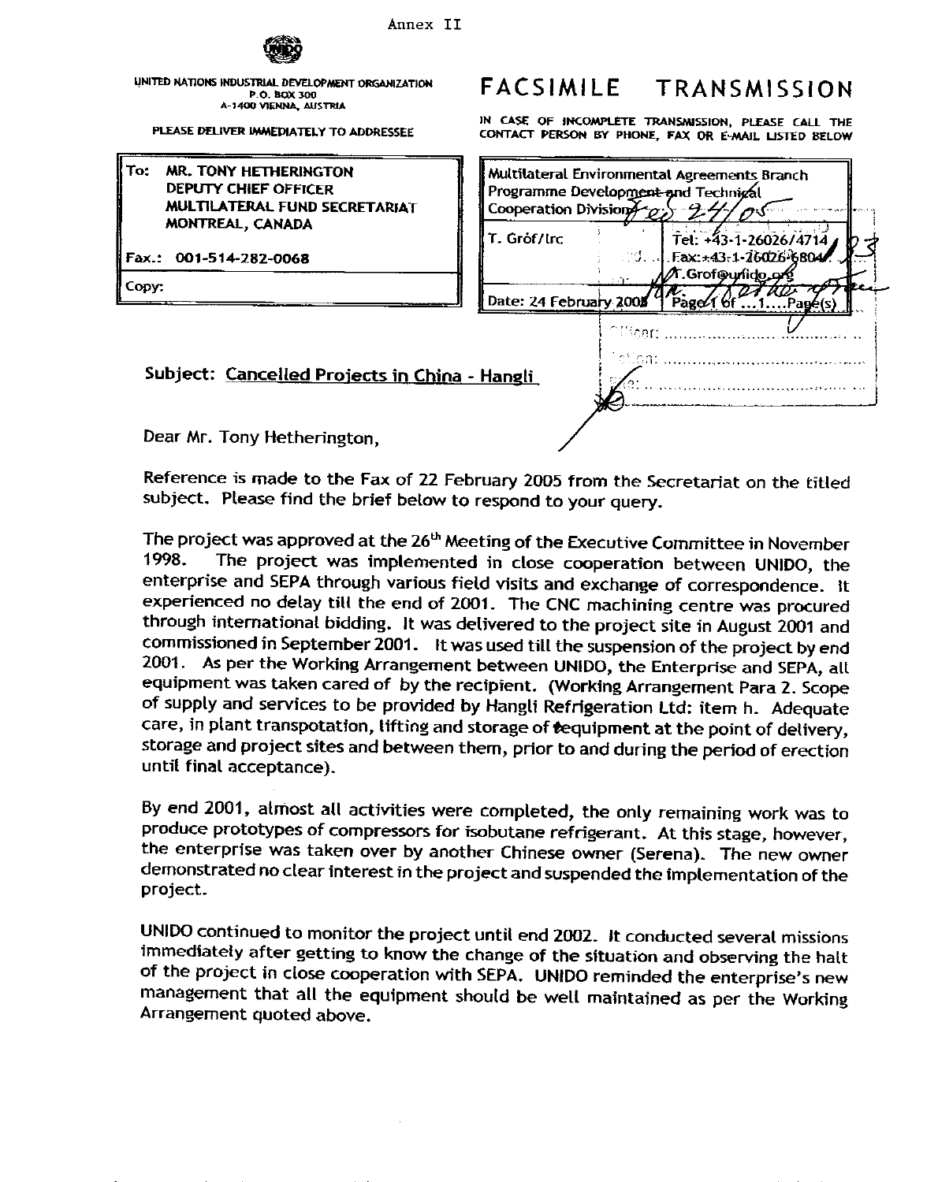Annex II

UNITED NATIONS INDUSTRIAL DEVELOPMENT ORGANIZATION
P.O. BOX 300
A-1400 VIENNA, AUSTRIA

PLEASE DELIVER IMMEDIATELY TO ADDRESSEE

# FACSIMILE TRANSMISSION

IN CASE OF INCOMPLETE TRANSMISSION, PLEASE CALL THE CONTACT PERSON BY PHONE, FAX OR E-MAIL LISTED BELOW

| To: MR. TONY HETHERINGTON<br>DEPUTY CHIEF OFFICER<br>MULTILATERAL FUND SECRETARIAT<br>MONTREAL, CANADA |
|---|
| Fax.: 001-514-282-0068 |
| Copy: |

| Multilateral Environmental Agreements Branch<br>Programme Development and Technical Cooperation Division | |
|---|---|
| T. Gróf/lrc | Tel: +43-1-26026/4714<br>Fax: +43-1-26026-6804<br>T.Grof@unido.org |
| Date: 24 February 2005 | Page 1 of ...1....Page(s) |

**Subject: Cancelled Projects in China - Hangli**

Dear Mr. Tony Hetherington,

Reference is made to the Fax of 22 February 2005 from the Secretariat on the titled subject. Please find the brief below to respond to your query.

The project was approved at the 26th Meeting of the Executive Committee in November 1998. The project was implemented in close cooperation between UNIDO, the enterprise and SEPA through various field visits and exchange of correspondence. It experienced no delay till the end of 2001. The CNC machining centre was procured through international bidding. It was delivered to the project site in August 2001 and commissioned in September 2001. It was used till the suspension of the project by end 2001. As per the Working Arrangement between UNIDO, the Enterprise and SEPA, all equipment was taken cared of by the recipient. (Working Arrangement Para 2. Scope of supply and services to be provided by Hangli Refrigeration Ltd: item h. Adequate care, in plant transpotation, lifting and storage of equipment at the point of delivery, storage and project sites and between them, prior to and during the period of erection until final acceptance).

By end 2001, almost all activities were completed, the only remaining work was to produce prototypes of compressors for isobutane refrigerant. At this stage, however, the enterprise was taken over by another Chinese owner (Serena). The new owner demonstrated no clear interest in the project and suspended the implementation of the project.

UNIDO continued to monitor the project until end 2002. It conducted several missions immediately after getting to know the change of the situation and observing the halt of the project in close cooperation with SEPA. UNIDO reminded the enterprise's new management that all the equipment should be well maintained as per the Working Arrangement quoted above.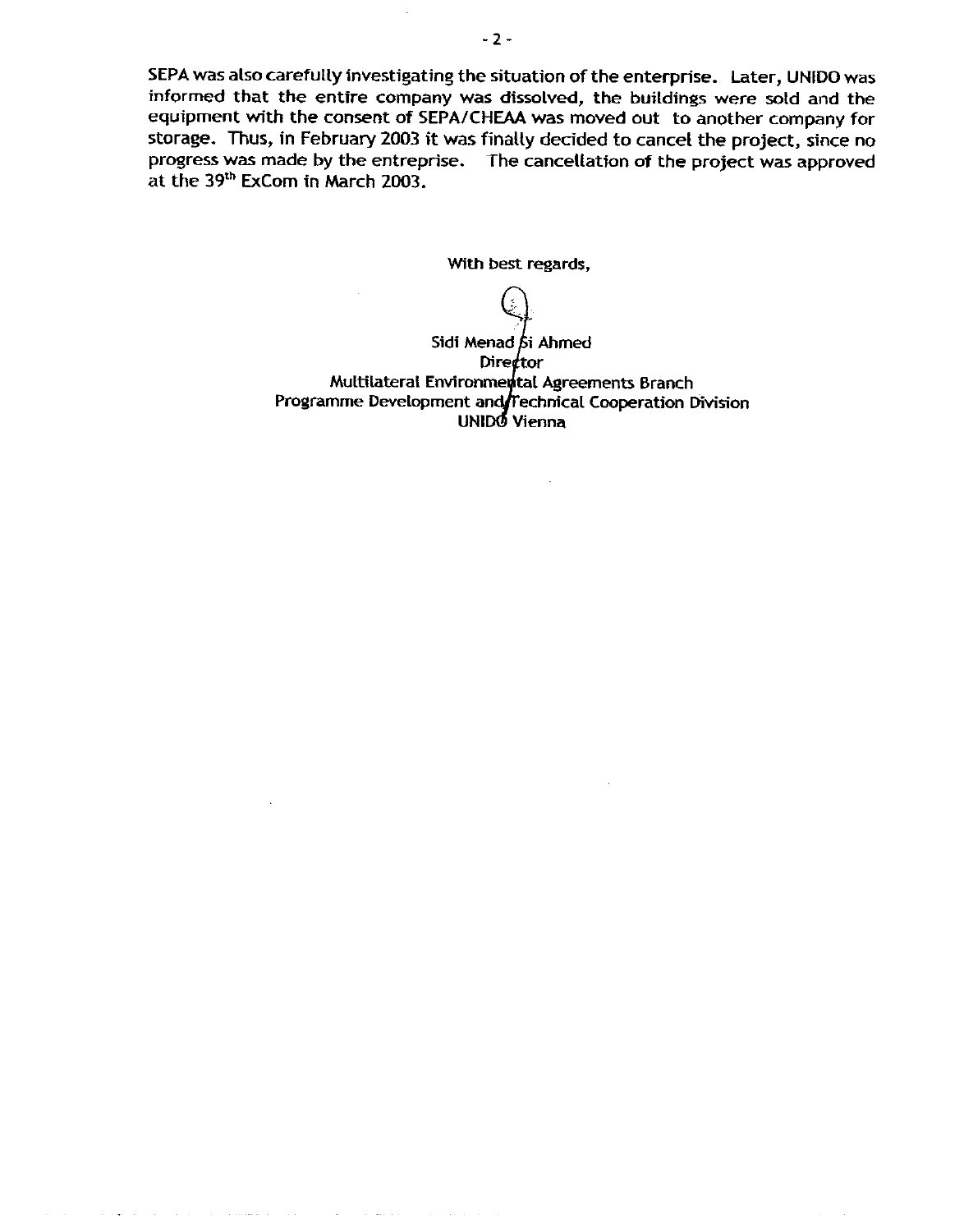SEPA was also carefully investigating the situation of the enterprise. Later, UNIDO was informed that the entire company was dissolved, the buildings were sold and the equipment with the consent of SEPA/CHEAA was moved out to another company for storage. Thus, in February 2003 it was finally decided to cancel the project, since no progress was made by the entreprise. The cancellation of the project was approved at the 39th ExCom in March 2003.

With best regards,

Sidi Menad Si Ahmed
Director
Multilateral Environmental Agreements Branch
Programme Development and Technical Cooperation Division
UNIDO Vienna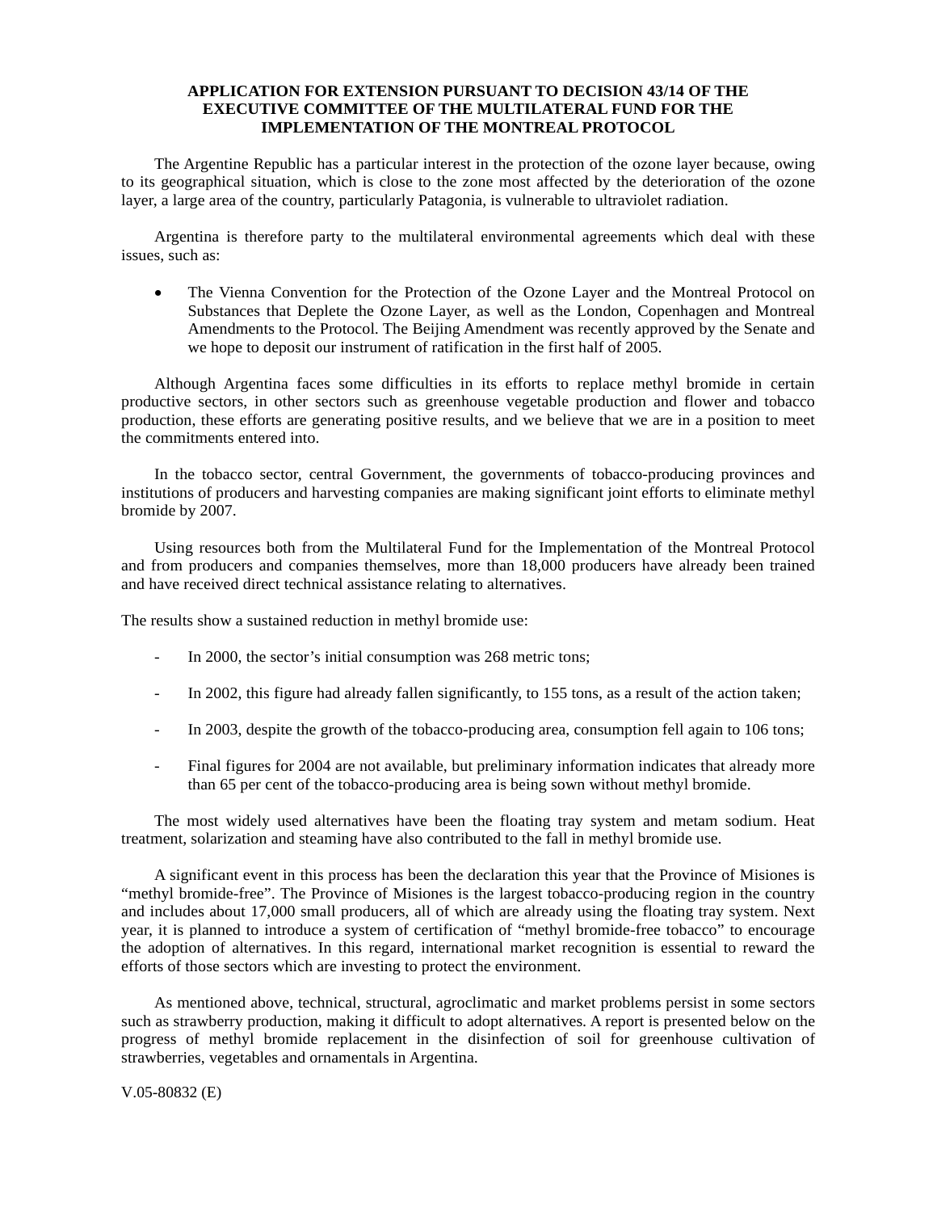**APPLICATION FOR EXTENSION PURSUANT TO DECISION 43/14 OF THE EXECUTIVE COMMITTEE OF THE MULTILATERAL FUND FOR THE IMPLEMENTATION OF THE MONTREAL PROTOCOL**

The Argentine Republic has a particular interest in the protection of the ozone layer because, owing to its geographical situation, which is close to the zone most affected by the deterioration of the ozone layer, a large area of the country, particularly Patagonia, is vulnerable to ultraviolet radiation.

Argentina is therefore party to the multilateral environmental agreements which deal with these issues, such as:

- The Vienna Convention for the Protection of the Ozone Layer and the Montreal Protocol on Substances that Deplete the Ozone Layer, as well as the London, Copenhagen and Montreal Amendments to the Protocol. The Beijing Amendment was recently approved by the Senate and we hope to deposit our instrument of ratification in the first half of 2005.

Although Argentina faces some difficulties in its efforts to replace methyl bromide in certain productive sectors, in other sectors such as greenhouse vegetable production and flower and tobacco production, these efforts are generating positive results, and we believe that we are in a position to meet the commitments entered into.

In the tobacco sector, central Government, the governments of tobacco-producing provinces and institutions of producers and harvesting companies are making significant joint efforts to eliminate methyl bromide by 2007.

Using resources both from the Multilateral Fund for the Implementation of the Montreal Protocol and from producers and companies themselves, more than 18,000 producers have already been trained and have received direct technical assistance relating to alternatives.

The results show a sustained reduction in methyl bromide use:

- In 2000, the sector's initial consumption was 268 metric tons;
- In 2002, this figure had already fallen significantly, to 155 tons, as a result of the action taken;
- In 2003, despite the growth of the tobacco-producing area, consumption fell again to 106 tons;
- Final figures for 2004 are not available, but preliminary information indicates that already more than 65 per cent of the tobacco-producing area is being sown without methyl bromide.

The most widely used alternatives have been the floating tray system and metam sodium. Heat treatment, solarization and steaming have also contributed to the fall in methyl bromide use.

A significant event in this process has been the declaration this year that the Province of Misiones is "methyl bromide-free". The Province of Misiones is the largest tobacco-producing region in the country and includes about 17,000 small producers, all of which are already using the floating tray system. Next year, it is planned to introduce a system of certification of "methyl bromide-free tobacco" to encourage the adoption of alternatives. In this regard, international market recognition is essential to reward the efforts of those sectors which are investing to protect the environment.

As mentioned above, technical, structural, agroclimatic and market problems persist in some sectors such as strawberry production, making it difficult to adopt alternatives. A report is presented below on the progress of methyl bromide replacement in the disinfection of soil for greenhouse cultivation of strawberries, vegetables and ornamentals in Argentina.

V.05-80832 (E)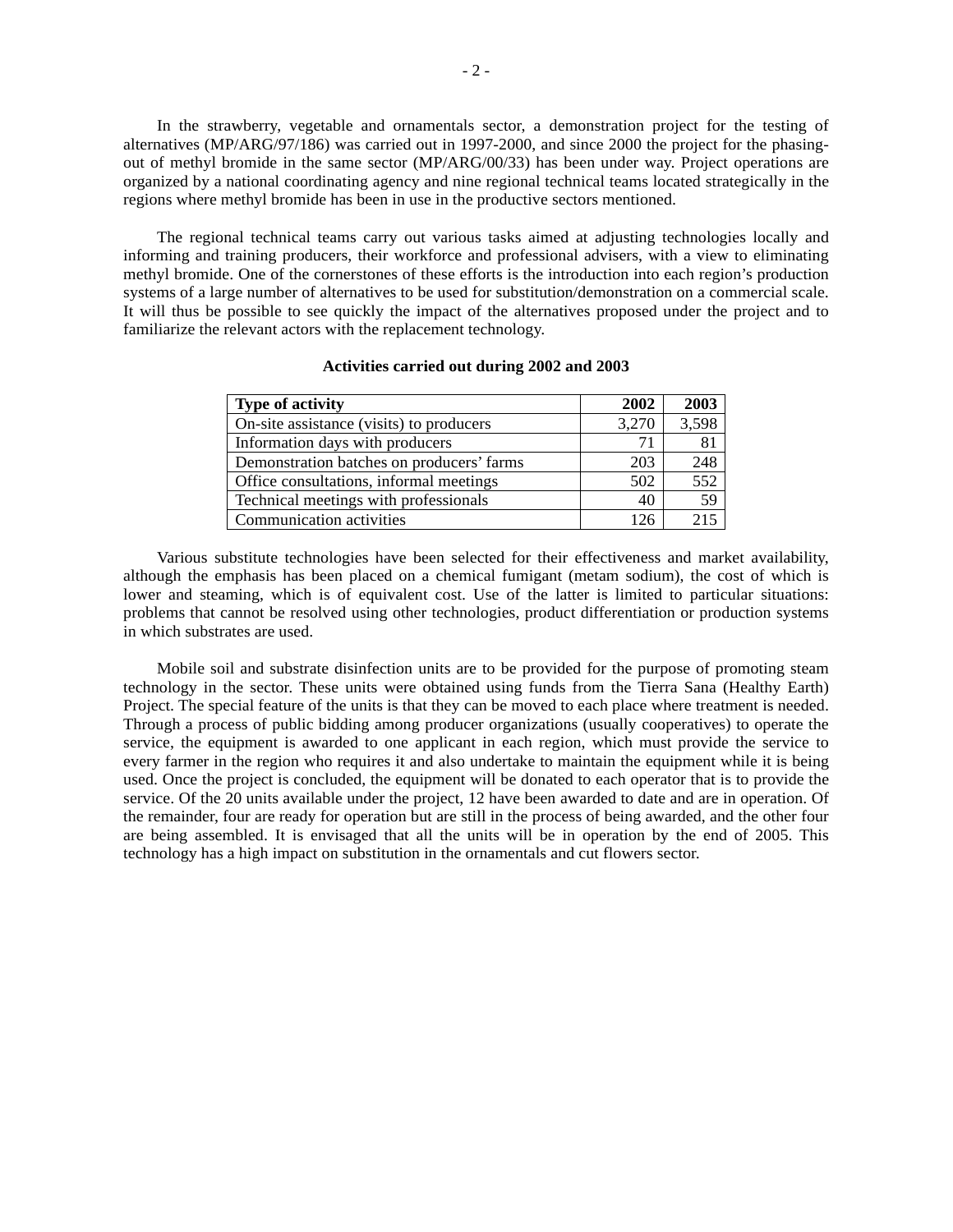In the strawberry, vegetable and ornamentals sector, a demonstration project for the testing of alternatives (MP/ARG/97/186) was carried out in 1997-2000, and since 2000 the project for the phasing-out of methyl bromide in the same sector (MP/ARG/00/33) has been under way. Project operations are organized by a national coordinating agency and nine regional technical teams located strategically in the regions where methyl bromide has been in use in the productive sectors mentioned.

The regional technical teams carry out various tasks aimed at adjusting technologies locally and informing and training producers, their workforce and professional advisers, with a view to eliminating methyl bromide. One of the cornerstones of these efforts is the introduction into each region's production systems of a large number of alternatives to be used for substitution/demonstration on a commercial scale. It will thus be possible to see quickly the impact of the alternatives proposed under the project and to familiarize the relevant actors with the replacement technology.

**Activities carried out during 2002 and 2003**

| Type of activity | 2002 | 2003 |
|---|---:|---:|
| On-site assistance (visits) to producers | 3,270 | 3,598 |
| Information days with producers | 71 | 81 |
| Demonstration batches on producers' farms | 203 | 248 |
| Office consultations, informal meetings | 502 | 552 |
| Technical meetings with professionals | 40 | 59 |
| Communication activities | 126 | 215 |

Various substitute technologies have been selected for their effectiveness and market availability, although the emphasis has been placed on a chemical fumigant (metam sodium), the cost of which is lower and steaming, which is of equivalent cost. Use of the latter is limited to particular situations: problems that cannot be resolved using other technologies, product differentiation or production systems in which substrates are used.

Mobile soil and substrate disinfection units are to be provided for the purpose of promoting steam technology in the sector. These units were obtained using funds from the Tierra Sana (Healthy Earth) Project. The special feature of the units is that they can be moved to each place where treatment is needed. Through a process of public bidding among producer organizations (usually cooperatives) to operate the service, the equipment is awarded to one applicant in each region, which must provide the service to every farmer in the region who requires it and also undertake to maintain the equipment while it is being used. Once the project is concluded, the equipment will be donated to each operator that is to provide the service. Of the 20 units available under the project, 12 have been awarded to date and are in operation. Of the remainder, four are ready for operation but are still in the process of being awarded, and the other four are being assembled. It is envisaged that all the units will be in operation by the end of 2005. This technology has a high impact on substitution in the ornamentals and cut flowers sector.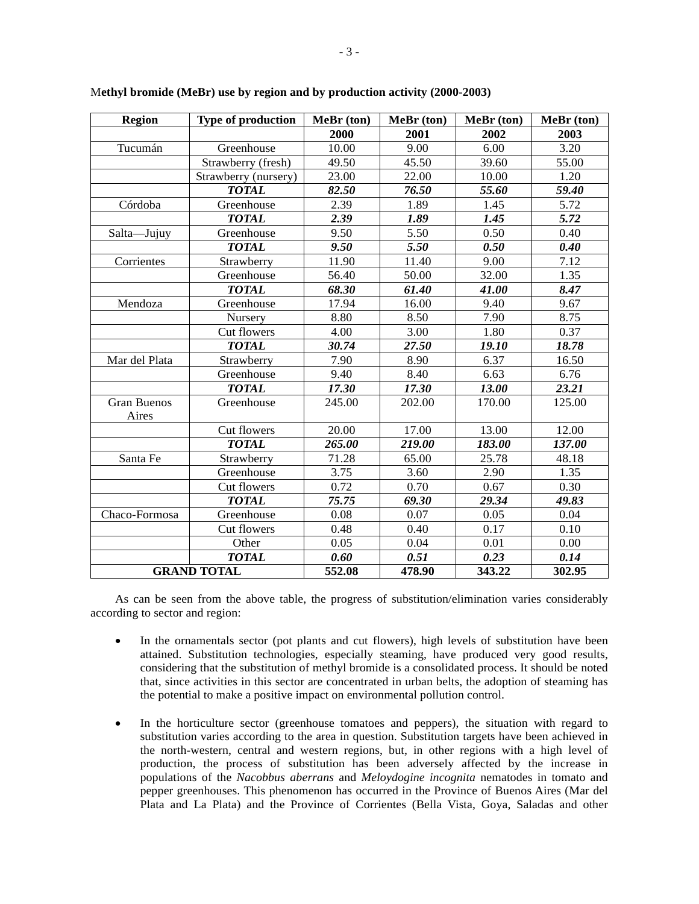**Methyl bromide (MeBr) use by region and by production activity (2000-2003)**

| Region | Type of production | MeBr (ton) | MeBr (ton) | MeBr (ton) | MeBr (ton) |
|---|---|---|---|---|---|
| | | **2000** | **2001** | **2002** | **2003** |
| Tucumán | Greenhouse | 10.00 | 9.00 | 6.00 | 3.20 |
| | Strawberry (fresh) | 49.50 | 45.50 | 39.60 | 55.00 |
| | Strawberry (nursery) | 23.00 | 22.00 | 10.00 | 1.20 |
| | ***TOTAL*** | ***82.50*** | ***76.50*** | ***55.60*** | ***59.40*** |
| Córdoba | Greenhouse | 2.39 | 1.89 | 1.45 | 5.72 |
| | ***TOTAL*** | ***2.39*** | ***1.89*** | ***1.45*** | ***5.72*** |
| Salta—Jujuy | Greenhouse | 9.50 | 5.50 | 0.50 | 0.40 |
| | ***TOTAL*** | ***9.50*** | ***5.50*** | ***0.50*** | ***0.40*** |
| Corrientes | Strawberry | 11.90 | 11.40 | 9.00 | 7.12 |
| | Greenhouse | 56.40 | 50.00 | 32.00 | 1.35 |
| | ***TOTAL*** | ***68.30*** | ***61.40*** | ***41.00*** | ***8.47*** |
| Mendoza | Greenhouse | 17.94 | 16.00 | 9.40 | 9.67 |
| | Nursery | 8.80 | 8.50 | 7.90 | 8.75 |
| | Cut flowers | 4.00 | 3.00 | 1.80 | 0.37 |
| | ***TOTAL*** | ***30.74*** | ***27.50*** | ***19.10*** | ***18.78*** |
| Mar del Plata | Strawberry | 7.90 | 8.90 | 6.37 | 16.50 |
| | Greenhouse | 9.40 | 8.40 | 6.63 | 6.76 |
| | ***TOTAL*** | ***17.30*** | ***17.30*** | ***13.00*** | ***23.21*** |
| Gran Buenos Aires | Greenhouse | 245.00 | 202.00 | 170.00 | 125.00 |
| | Cut flowers | 20.00 | 17.00 | 13.00 | 12.00 |
| | ***TOTAL*** | ***265.00*** | ***219.00*** | ***183.00*** | ***137.00*** |
| Santa Fe | Strawberry | 71.28 | 65.00 | 25.78 | 48.18 |
| | Greenhouse | 3.75 | 3.60 | 2.90 | 1.35 |
| | Cut flowers | 0.72 | 0.70 | 0.67 | 0.30 |
| | ***TOTAL*** | ***75.75*** | ***69.30*** | ***29.34*** | ***49.83*** |
| Chaco-Formosa | Greenhouse | 0.08 | 0.07 | 0.05 | 0.04 |
| | Cut flowers | 0.48 | 0.40 | 0.17 | 0.10 |
| | Other | 0.05 | 0.04 | 0.01 | 0.00 |
| | ***TOTAL*** | ***0.60*** | ***0.51*** | ***0.23*** | ***0.14*** |
| **GRAND TOTAL** | | **552.08** | **478.90** | **343.22** | **302.95** |

As can be seen from the above table, the progress of substitution/elimination varies considerably according to sector and region:

- In the ornamentals sector (pot plants and cut flowers), high levels of substitution have been attained. Substitution technologies, especially steaming, have produced very good results, considering that the substitution of methyl bromide is a consolidated process. It should be noted that, since activities in this sector are concentrated in urban belts, the adoption of steaming has the potential to make a positive impact on environmental pollution control.

- In the horticulture sector (greenhouse tomatoes and peppers), the situation with regard to substitution varies according to the area in question. Substitution targets have been achieved in the north-western, central and western regions, but, in other regions with a high level of production, the process of substitution has been adversely affected by the increase in populations of the *Nacobbus aberrans* and *Meloydogine incognita* nematodes in tomato and pepper greenhouses. This phenomenon has occurred in the Province of Buenos Aires (Mar del Plata and La Plata) and the Province of Corrientes (Bella Vista, Goya, Saladas and other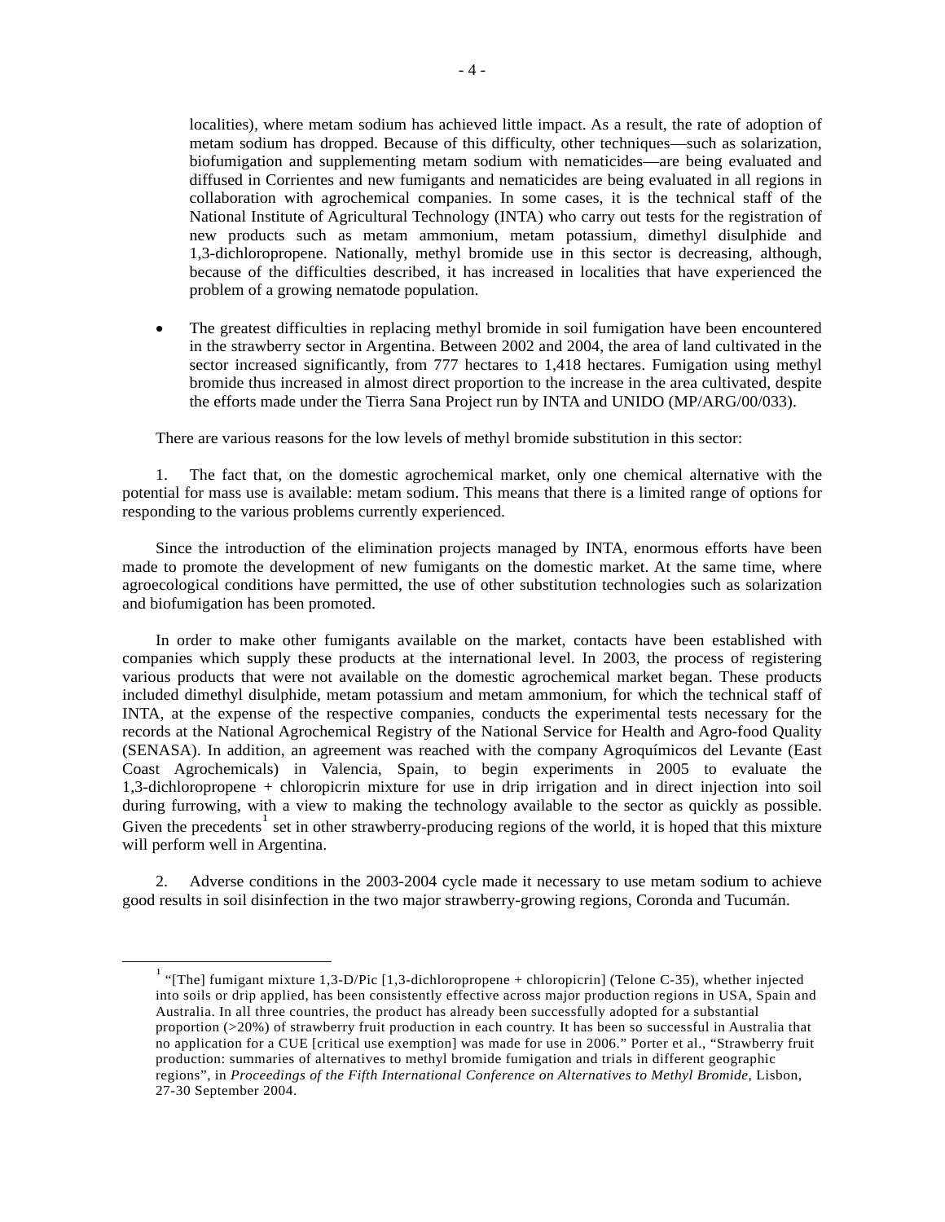localities), where metam sodium has achieved little impact. As a result, the rate of adoption of metam sodium has dropped. Because of this difficulty, other techniques—such as solarization, biofumigation and supplementing metam sodium with nematicides—are being evaluated and diffused in Corrientes and new fumigants and nematicides are being evaluated in all regions in collaboration with agrochemical companies. In some cases, it is the technical staff of the National Institute of Agricultural Technology (INTA) who carry out tests for the registration of new products such as metam ammonium, metam potassium, dimethyl disulphide and 1,3-dichloropropene. Nationally, methyl bromide use in this sector is decreasing, although, because of the difficulties described, it has increased in localities that have experienced the problem of a growing nematode population.

- The greatest difficulties in replacing methyl bromide in soil fumigation have been encountered in the strawberry sector in Argentina. Between 2002 and 2004, the area of land cultivated in the sector increased significantly, from 777 hectares to 1,418 hectares. Fumigation using methyl bromide thus increased in almost direct proportion to the increase in the area cultivated, despite the efforts made under the Tierra Sana Project run by INTA and UNIDO (MP/ARG/00/033).

There are various reasons for the low levels of methyl bromide substitution in this sector:

1. The fact that, on the domestic agrochemical market, only one chemical alternative with the potential for mass use is available: metam sodium. This means that there is a limited range of options for responding to the various problems currently experienced.

Since the introduction of the elimination projects managed by INTA, enormous efforts have been made to promote the development of new fumigants on the domestic market. At the same time, where agroecological conditions have permitted, the use of other substitution technologies such as solarization and biofumigation has been promoted.

In order to make other fumigants available on the market, contacts have been established with companies which supply these products at the international level. In 2003, the process of registering various products that were not available on the domestic agrochemical market began. These products included dimethyl disulphide, metam potassium and metam ammonium, for which the technical staff of INTA, at the expense of the respective companies, conducts the experimental tests necessary for the records at the National Agrochemical Registry of the National Service for Health and Agro-food Quality (SENASA). In addition, an agreement was reached with the company Agroquímicos del Levante (East Coast Agrochemicals) in Valencia, Spain, to begin experiments in 2005 to evaluate the 1,3-dichloropropene + chloropicrin mixture for use in drip irrigation and in direct injection into soil during furrowing, with a view to making the technology available to the sector as quickly as possible. Given the precedents[1] set in other strawberry-producing regions of the world, it is hoped that this mixture will perform well in Argentina.

2. Adverse conditions in the 2003-2004 cycle made it necessary to use metam sodium to achieve good results in soil disinfection in the two major strawberry-growing regions, Coronda and Tucumán.

---

[1] "[The] fumigant mixture 1,3-D/Pic [1,3-dichloropropene + chloropicrin] (Telone C-35), whether injected into soils or drip applied, has been consistently effective across major production regions in USA, Spain and Australia. In all three countries, the product has already been successfully adopted for a substantial proportion (>20%) of strawberry fruit production in each country. It has been so successful in Australia that no application for a CUE [critical use exemption] was made for use in 2006." Porter et al., "Strawberry fruit production: summaries of alternatives to methyl bromide fumigation and trials in different geographic regions", in *Proceedings of the Fifth International Conference on Alternatives to Methyl Bromide*, Lisbon, 27-30 September 2004.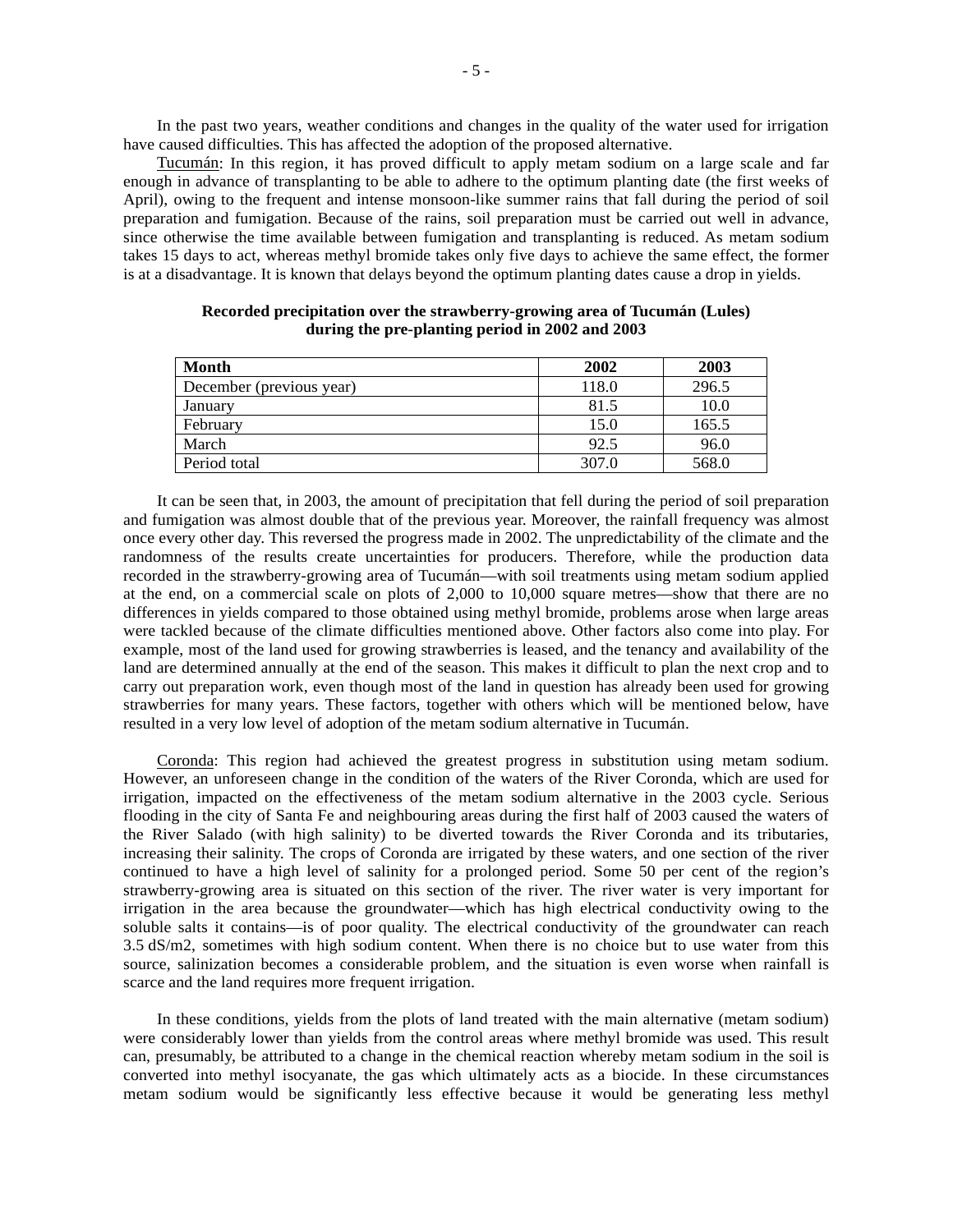In the past two years, weather conditions and changes in the quality of the water used for irrigation have caused difficulties. This has affected the adoption of the proposed alternative.

Tucumán: In this region, it has proved difficult to apply metam sodium on a large scale and far enough in advance of transplanting to be able to adhere to the optimum planting date (the first weeks of April), owing to the frequent and intense monsoon-like summer rains that fall during the period of soil preparation and fumigation. Because of the rains, soil preparation must be carried out well in advance, since otherwise the time available between fumigation and transplanting is reduced. As metam sodium takes 15 days to act, whereas methyl bromide takes only five days to achieve the same effect, the former is at a disadvantage. It is known that delays beyond the optimum planting dates cause a drop in yields.

**Recorded precipitation over the strawberry-growing area of Tucumán (Lules) during the pre-planting period in 2002 and 2003**

| Month | 2002 | 2003 |
|---|---|---|
| December (previous year) | 118.0 | 296.5 |
| January | 81.5 | 10.0 |
| February | 15.0 | 165.5 |
| March | 92.5 | 96.0 |
| Period total | 307.0 | 568.0 |

It can be seen that, in 2003, the amount of precipitation that fell during the period of soil preparation and fumigation was almost double that of the previous year. Moreover, the rainfall frequency was almost once every other day. This reversed the progress made in 2002. The unpredictability of the climate and the randomness of the results create uncertainties for producers. Therefore, while the production data recorded in the strawberry-growing area of Tucumán—with soil treatments using metam sodium applied at the end, on a commercial scale on plots of 2,000 to 10,000 square metres—show that there are no differences in yields compared to those obtained using methyl bromide, problems arose when large areas were tackled because of the climate difficulties mentioned above. Other factors also come into play. For example, most of the land used for growing strawberries is leased, and the tenancy and availability of the land are determined annually at the end of the season. This makes it difficult to plan the next crop and to carry out preparation work, even though most of the land in question has already been used for growing strawberries for many years. These factors, together with others which will be mentioned below, have resulted in a very low level of adoption of the metam sodium alternative in Tucumán.

Coronda: This region had achieved the greatest progress in substitution using metam sodium. However, an unforeseen change in the condition of the waters of the River Coronda, which are used for irrigation, impacted on the effectiveness of the metam sodium alternative in the 2003 cycle. Serious flooding in the city of Santa Fe and neighbouring areas during the first half of 2003 caused the waters of the River Salado (with high salinity) to be diverted towards the River Coronda and its tributaries, increasing their salinity. The crops of Coronda are irrigated by these waters, and one section of the river continued to have a high level of salinity for a prolonged period. Some 50 per cent of the region's strawberry-growing area is situated on this section of the river. The river water is very important for irrigation in the area because the groundwater—which has high electrical conductivity owing to the soluble salts it contains—is of poor quality. The electrical conductivity of the groundwater can reach 3.5 dS/m2, sometimes with high sodium content. When there is no choice but to use water from this source, salinization becomes a considerable problem, and the situation is even worse when rainfall is scarce and the land requires more frequent irrigation.

In these conditions, yields from the plots of land treated with the main alternative (metam sodium) were considerably lower than yields from the control areas where methyl bromide was used. This result can, presumably, be attributed to a change in the chemical reaction whereby metam sodium in the soil is converted into methyl isocyanate, the gas which ultimately acts as a biocide. In these circumstances metam sodium would be significantly less effective because it would be generating less methyl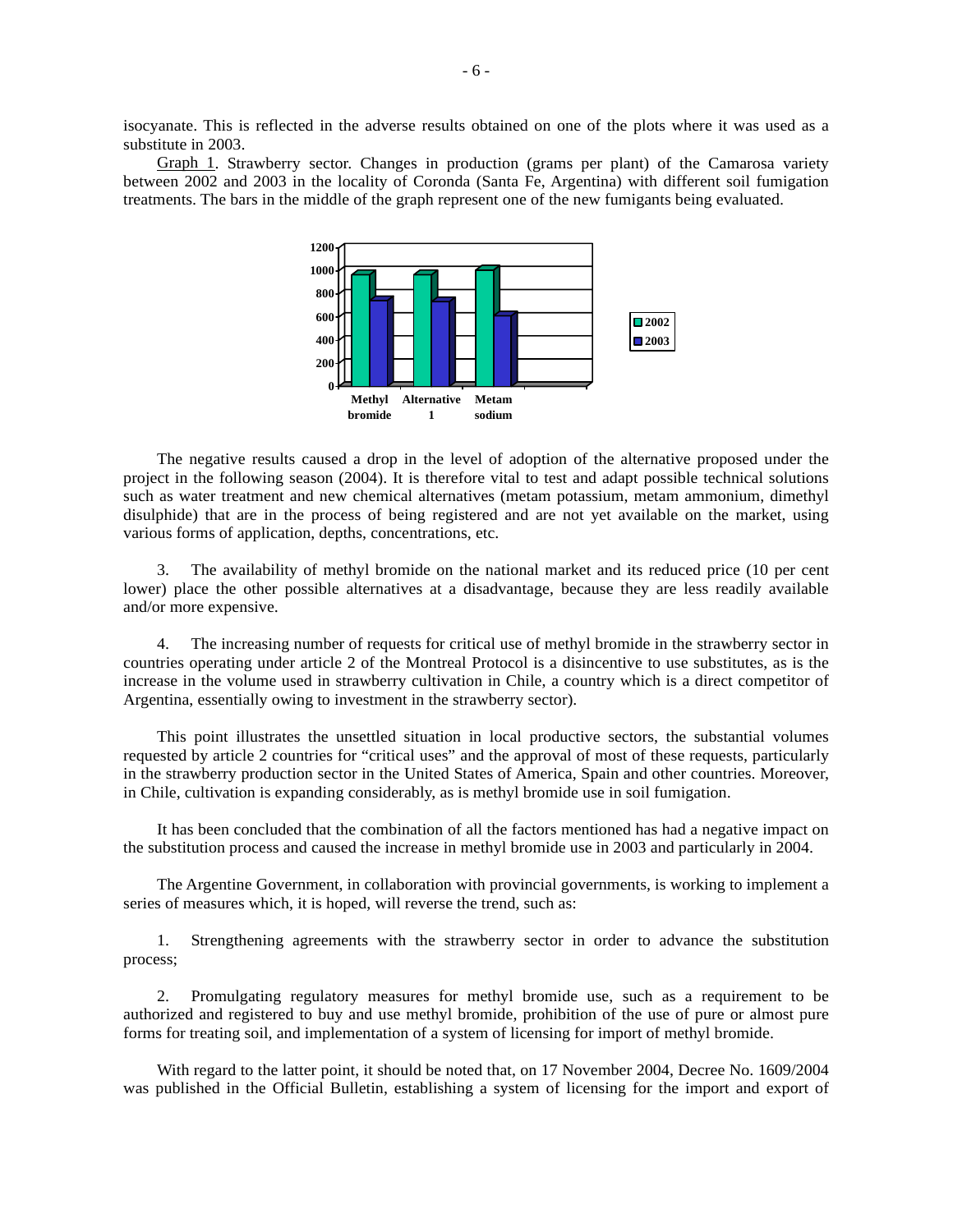isocyanate. This is reflected in the adverse results obtained on one of the plots where it was used as a substitute in 2003.

Graph 1. Strawberry sector. Changes in production (grams per plant) of the Camarosa variety between 2002 and 2003 in the locality of Coronda (Santa Fe, Argentina) with different soil fumigation treatments. The bars in the middle of the graph represent one of the new fumigants being evaluated.

The negative results caused a drop in the level of adoption of the alternative proposed under the project in the following season (2004). It is therefore vital to test and adapt possible technical solutions such as water treatment and new chemical alternatives (metam potassium, metam ammonium, dimethyl disulphide) that are in the process of being registered and are not yet available on the market, using various forms of application, depths, concentrations, etc.

3. The availability of methyl bromide on the national market and its reduced price (10 per cent lower) place the other possible alternatives at a disadvantage, because they are less readily available and/or more expensive.

4. The increasing number of requests for critical use of methyl bromide in the strawberry sector in countries operating under article 2 of the Montreal Protocol is a disincentive to use substitutes, as is the increase in the volume used in strawberry cultivation in Chile, a country which is a direct competitor of Argentina, essentially owing to investment in the strawberry sector).

This point illustrates the unsettled situation in local productive sectors, the substantial volumes requested by article 2 countries for "critical uses" and the approval of most of these requests, particularly in the strawberry production sector in the United States of America, Spain and other countries. Moreover, in Chile, cultivation is expanding considerably, as is methyl bromide use in soil fumigation.

It has been concluded that the combination of all the factors mentioned has had a negative impact on the substitution process and caused the increase in methyl bromide use in 2003 and particularly in 2004.

The Argentine Government, in collaboration with provincial governments, is working to implement a series of measures which, it is hoped, will reverse the trend, such as:

1. Strengthening agreements with the strawberry sector in order to advance the substitution process;

2. Promulgating regulatory measures for methyl bromide use, such as a requirement to be authorized and registered to buy and use methyl bromide, prohibition of the use of pure or almost pure forms for treating soil, and implementation of a system of licensing for import of methyl bromide.

With regard to the latter point, it should be noted that, on 17 November 2004, Decree No. 1609/2004 was published in the Official Bulletin, establishing a system of licensing for the import and export of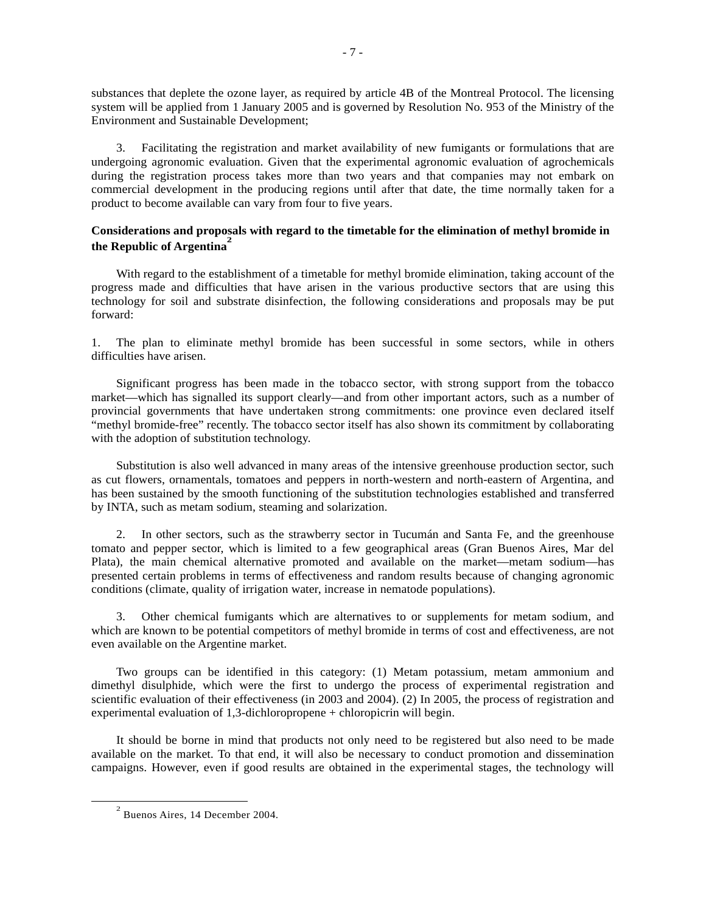substances that deplete the ozone layer, as required by article 4B of the Montreal Protocol. The licensing system will be applied from 1 January 2005 and is governed by Resolution No. 953 of the Ministry of the Environment and Sustainable Development;

3. Facilitating the registration and market availability of new fumigants or formulations that are undergoing agronomic evaluation. Given that the experimental agronomic evaluation of agrochemicals during the registration process takes more than two years and that companies may not embark on commercial development in the producing regions until after that date, the time normally taken for a product to become available can vary from four to five years.

**Considerations and proposals with regard to the timetable for the elimination of methyl bromide in the Republic of Argentina**[2]

With regard to the establishment of a timetable for methyl bromide elimination, taking account of the progress made and difficulties that have arisen in the various productive sectors that are using this technology for soil and substrate disinfection, the following considerations and proposals may be put forward:

1. The plan to eliminate methyl bromide has been successful in some sectors, while in others difficulties have arisen.

Significant progress has been made in the tobacco sector, with strong support from the tobacco market—which has signalled its support clearly—and from other important actors, such as a number of provincial governments that have undertaken strong commitments: one province even declared itself "methyl bromide-free" recently. The tobacco sector itself has also shown its commitment by collaborating with the adoption of substitution technology.

Substitution is also well advanced in many areas of the intensive greenhouse production sector, such as cut flowers, ornamentals, tomatoes and peppers in north-western and north-eastern of Argentina, and has been sustained by the smooth functioning of the substitution technologies established and transferred by INTA, such as metam sodium, steaming and solarization.

2. In other sectors, such as the strawberry sector in Tucumán and Santa Fe, and the greenhouse tomato and pepper sector, which is limited to a few geographical areas (Gran Buenos Aires, Mar del Plata), the main chemical alternative promoted and available on the market—metam sodium—has presented certain problems in terms of effectiveness and random results because of changing agronomic conditions (climate, quality of irrigation water, increase in nematode populations).

3. Other chemical fumigants which are alternatives to or supplements for metam sodium, and which are known to be potential competitors of methyl bromide in terms of cost and effectiveness, are not even available on the Argentine market.

Two groups can be identified in this category: (1) Metam potassium, metam ammonium and dimethyl disulphide, which were the first to undergo the process of experimental registration and scientific evaluation of their effectiveness (in 2003 and 2004). (2) In 2005, the process of registration and experimental evaluation of 1,3-dichloropropene + chloropicrin will begin.

It should be borne in mind that products not only need to be registered but also need to be made available on the market. To that end, it will also be necessary to conduct promotion and dissemination campaigns. However, even if good results are obtained in the experimental stages, the technology will

---

[2] Buenos Aires, 14 December 2004.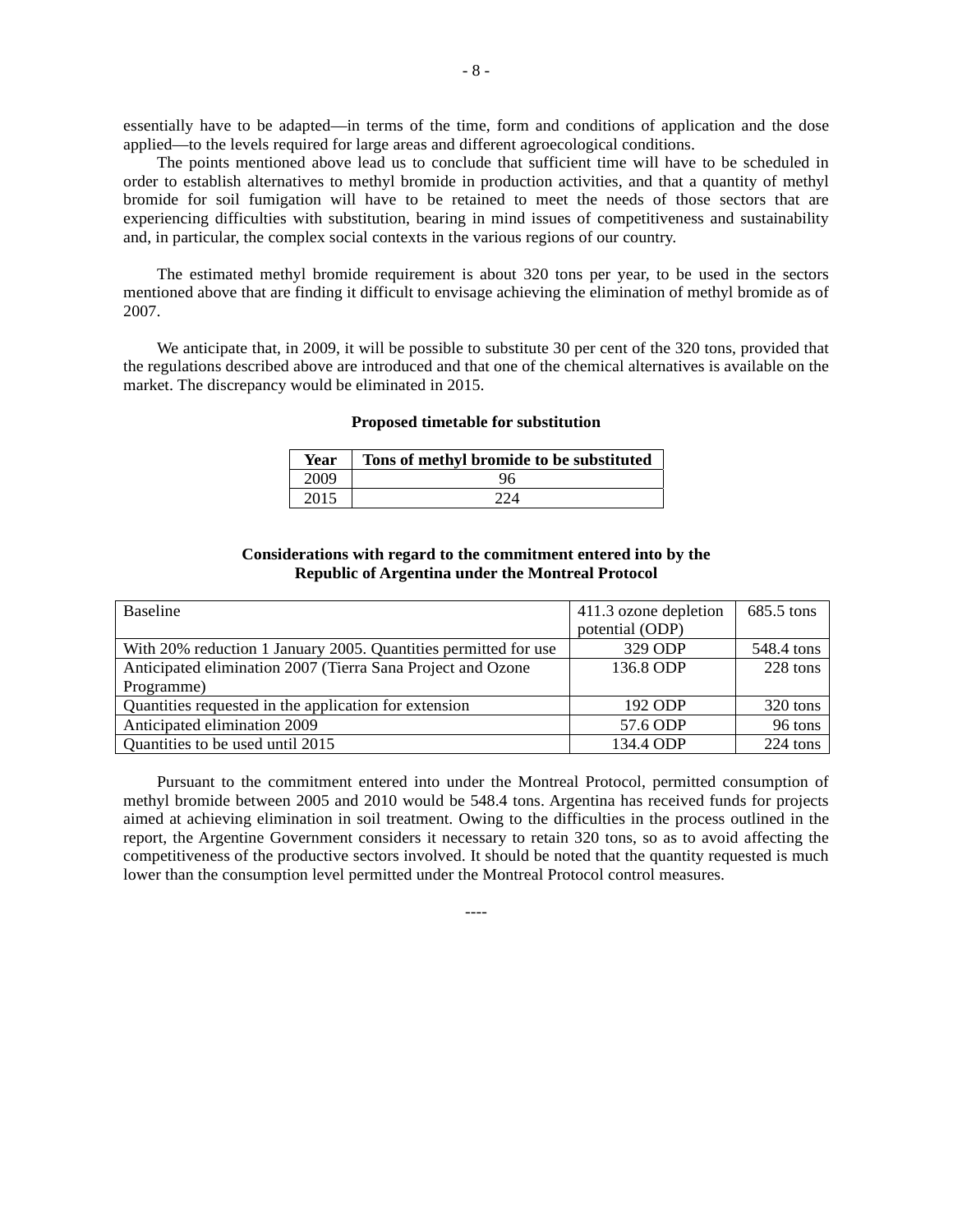essentially have to be adapted—in terms of the time, form and conditions of application and the dose applied—to the levels required for large areas and different agroecological conditions.

The points mentioned above lead us to conclude that sufficient time will have to be scheduled in order to establish alternatives to methyl bromide in production activities, and that a quantity of methyl bromide for soil fumigation will have to be retained to meet the needs of those sectors that are experiencing difficulties with substitution, bearing in mind issues of competitiveness and sustainability and, in particular, the complex social contexts in the various regions of our country.

The estimated methyl bromide requirement is about 320 tons per year, to be used in the sectors mentioned above that are finding it difficult to envisage achieving the elimination of methyl bromide as of 2007.

We anticipate that, in 2009, it will be possible to substitute 30 per cent of the 320 tons, provided that the regulations described above are introduced and that one of the chemical alternatives is available on the market. The discrepancy would be eliminated in 2015.

**Proposed timetable for substitution**

| Year | Tons of methyl bromide to be substituted |
|---|---|
| 2009 | 96 |
| 2015 | 224 |

**Considerations with regard to the commitment entered into by the Republic of Argentina under the Montreal Protocol**

| | | |
|---|---|---|
| Baseline | 411.3 ozone depletion potential (ODP) | 685.5 tons |
| With 20% reduction 1 January 2005. Quantities permitted for use | 329 ODP | 548.4 tons |
| Anticipated elimination 2007 (Tierra Sana Project and Ozone Programme) | 136.8 ODP | 228 tons |
| Quantities requested in the application for extension | 192 ODP | 320 tons |
| Anticipated elimination 2009 | 57.6 ODP | 96 tons |
| Quantities to be used until 2015 | 134.4 ODP | 224 tons |

Pursuant to the commitment entered into under the Montreal Protocol, permitted consumption of methyl bromide between 2005 and 2010 would be 548.4 tons. Argentina has received funds for projects aimed at achieving elimination in soil treatment. Owing to the difficulties in the process outlined in the report, the Argentine Government considers it necessary to retain 320 tons, so as to avoid affecting the competitiveness of the productive sectors involved. It should be noted that the quantity requested is much lower than the consumption level permitted under the Montreal Protocol control measures.

----